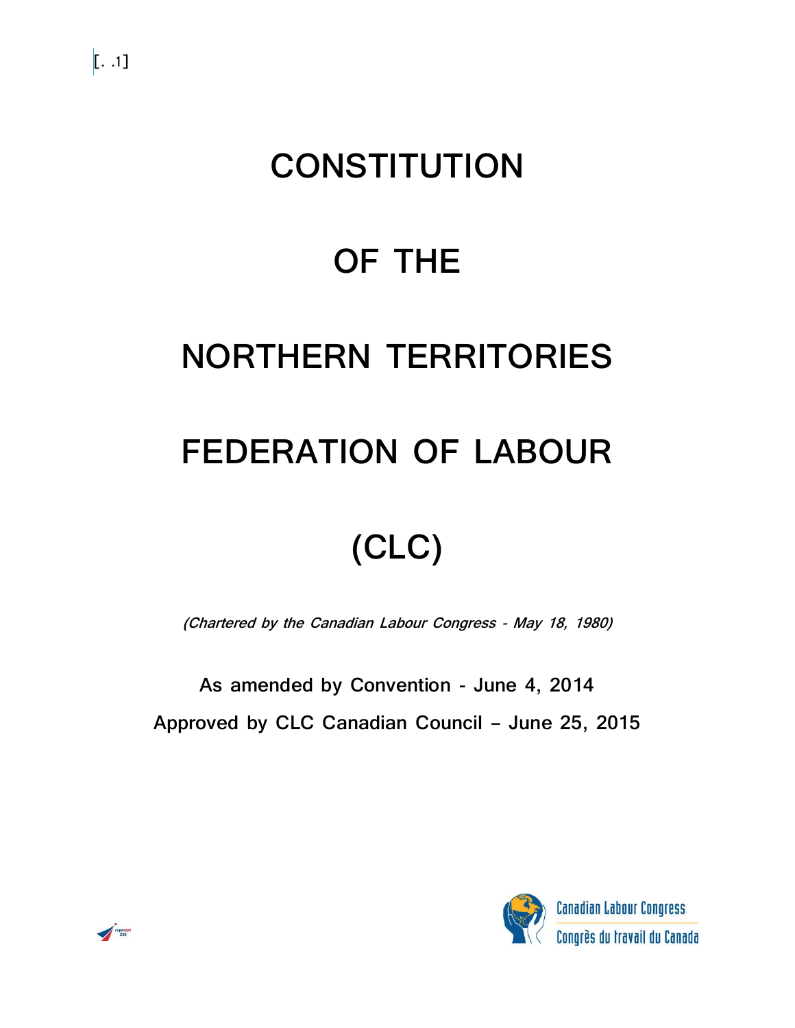[. .1]

# CONSTITUTION

# OF THE

# NORTHERN TERRITORIES

# FEDERATION OF LABOUR

# (CLC)

*(Chartered by the Canadian Labour Congress - May 18, 1980)*

As amended by Convention - June 4, 2014

Approved by CLC Canadian Council – June 25, 2015

Canadian Labour Congress
Congrès du travail du Canada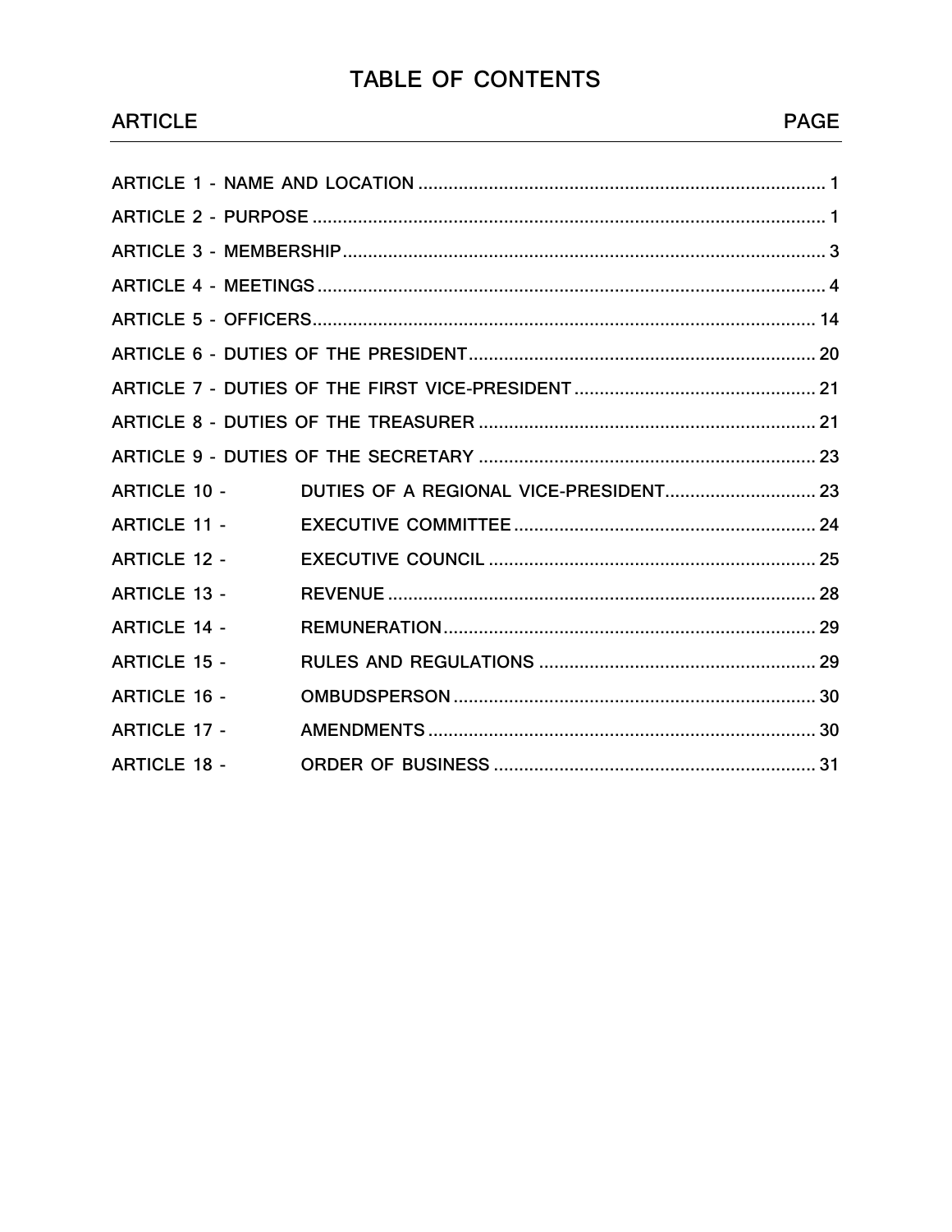# TABLE OF CONTENTS

| ARTICLE | PAGE |
|---|---|
| ARTICLE 1 - NAME AND LOCATION | 1 |
| ARTICLE 2 - PURPOSE | 1 |
| ARTICLE 3 - MEMBERSHIP | 3 |
| ARTICLE 4 - MEETINGS | 4 |
| ARTICLE 5 - OFFICERS | 14 |
| ARTICLE 6 - DUTIES OF THE PRESIDENT | 20 |
| ARTICLE 7 - DUTIES OF THE FIRST VICE-PRESIDENT | 21 |
| ARTICLE 8 - DUTIES OF THE TREASURER | 21 |
| ARTICLE 9 - DUTIES OF THE SECRETARY | 23 |
| ARTICLE 10 - DUTIES OF A REGIONAL VICE-PRESIDENT | 23 |
| ARTICLE 11 - EXECUTIVE COMMITTEE | 24 |
| ARTICLE 12 - EXECUTIVE COUNCIL | 25 |
| ARTICLE 13 - REVENUE | 28 |
| ARTICLE 14 - REMUNERATION | 29 |
| ARTICLE 15 - RULES AND REGULATIONS | 29 |
| ARTICLE 16 - OMBUDSPERSON | 30 |
| ARTICLE 17 - AMENDMENTS | 30 |
| ARTICLE 18 - ORDER OF BUSINESS | 31 |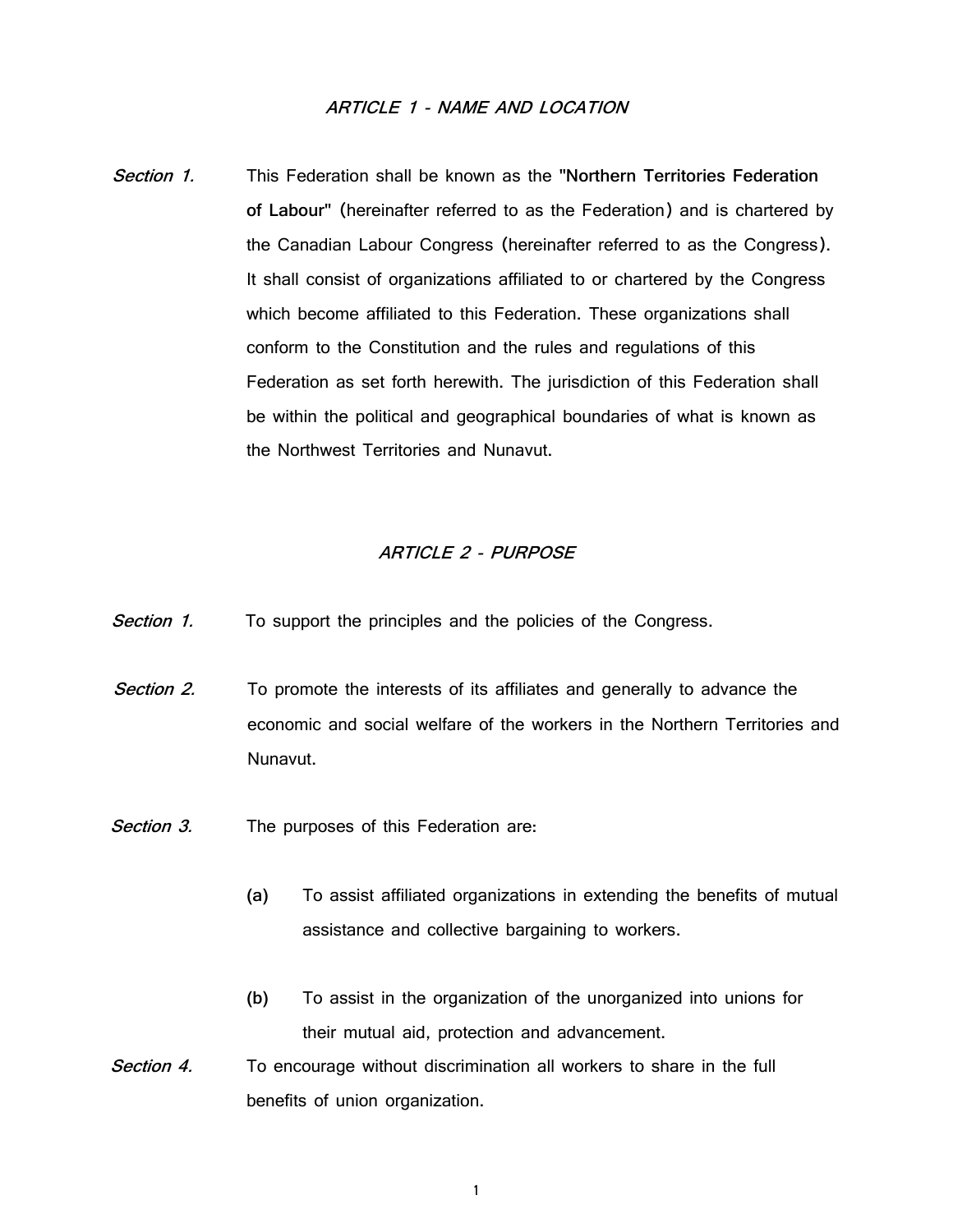## *ARTICLE 1 - NAME AND LOCATION*

*Section 1.* This Federation shall be known as the **"Northern Territories Federation of Labour"** (hereinafter referred to as the Federation) and is chartered by the Canadian Labour Congress (hereinafter referred to as the Congress). It shall consist of organizations affiliated to or chartered by the Congress which become affiliated to this Federation. These organizations shall conform to the Constitution and the rules and regulations of this Federation as set forth herewith. The jurisdiction of this Federation shall be within the political and geographical boundaries of what is known as the Northwest Territories and Nunavut.

## *ARTICLE 2 - PURPOSE*

*Section 1.* To support the principles and the policies of the Congress.

*Section 2.* To promote the interests of its affiliates and generally to advance the economic and social welfare of the workers in the Northern Territories and Nunavut.

*Section 3.* The purposes of this Federation are:

- **(a)** To assist affiliated organizations in extending the benefits of mutual assistance and collective bargaining to workers.
- **(b)** To assist in the organization of the unorganized into unions for their mutual aid, protection and advancement.

*Section 4.* To encourage without discrimination all workers to share in the full benefits of union organization.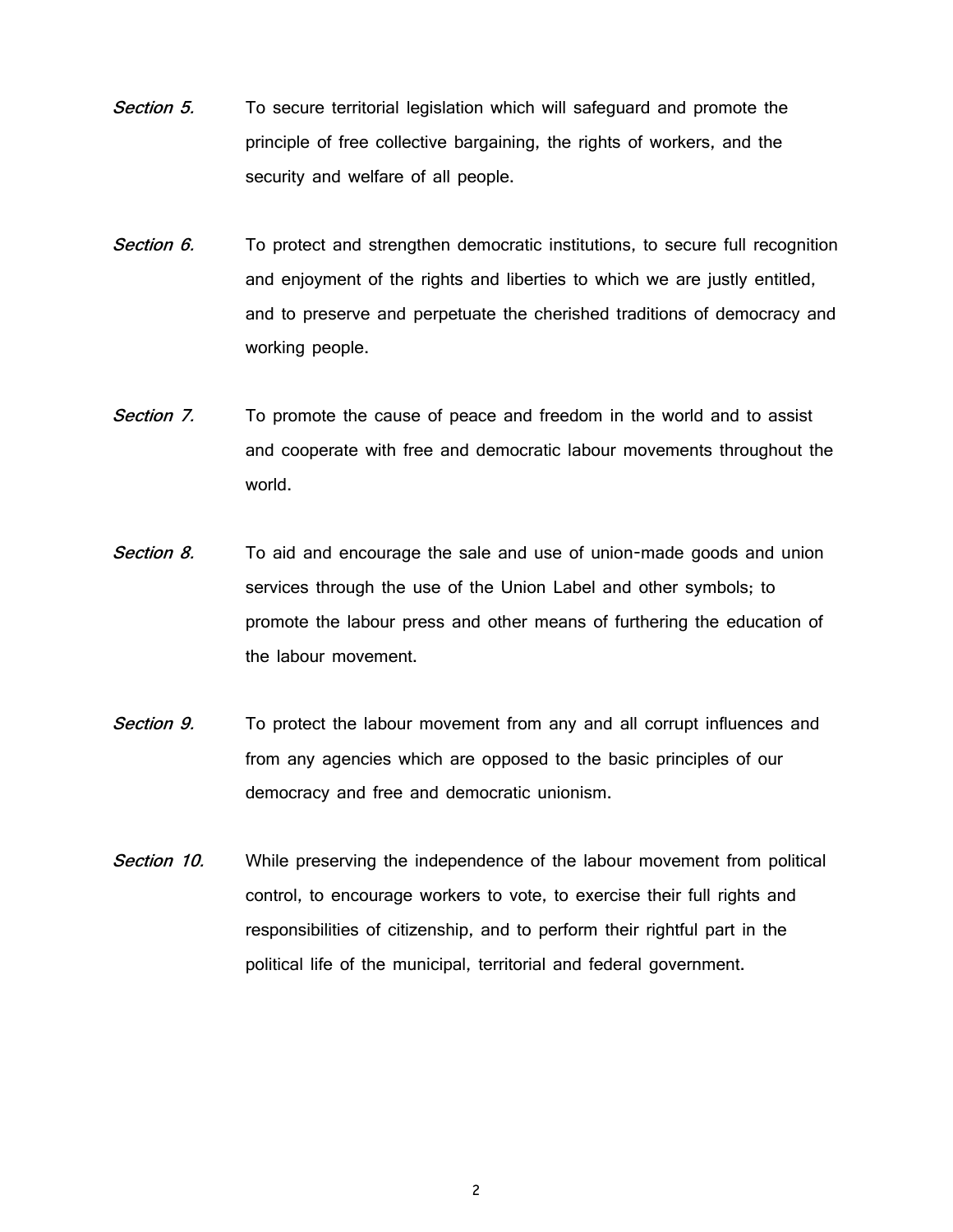*Section 5.* To secure territorial legislation which will safeguard and promote the principle of free collective bargaining, the rights of workers, and the security and welfare of all people.

*Section 6.* To protect and strengthen democratic institutions, to secure full recognition and enjoyment of the rights and liberties to which we are justly entitled, and to preserve and perpetuate the cherished traditions of democracy and working people.

*Section 7.* To promote the cause of peace and freedom in the world and to assist and cooperate with free and democratic labour movements throughout the world.

*Section 8.* To aid and encourage the sale and use of union-made goods and union services through the use of the Union Label and other symbols; to promote the labour press and other means of furthering the education of the labour movement.

*Section 9.* To protect the labour movement from any and all corrupt influences and from any agencies which are opposed to the basic principles of our democracy and free and democratic unionism.

*Section 10.* While preserving the independence of the labour movement from political control, to encourage workers to vote, to exercise their full rights and responsibilities of citizenship, and to perform their rightful part in the political life of the municipal, territorial and federal government.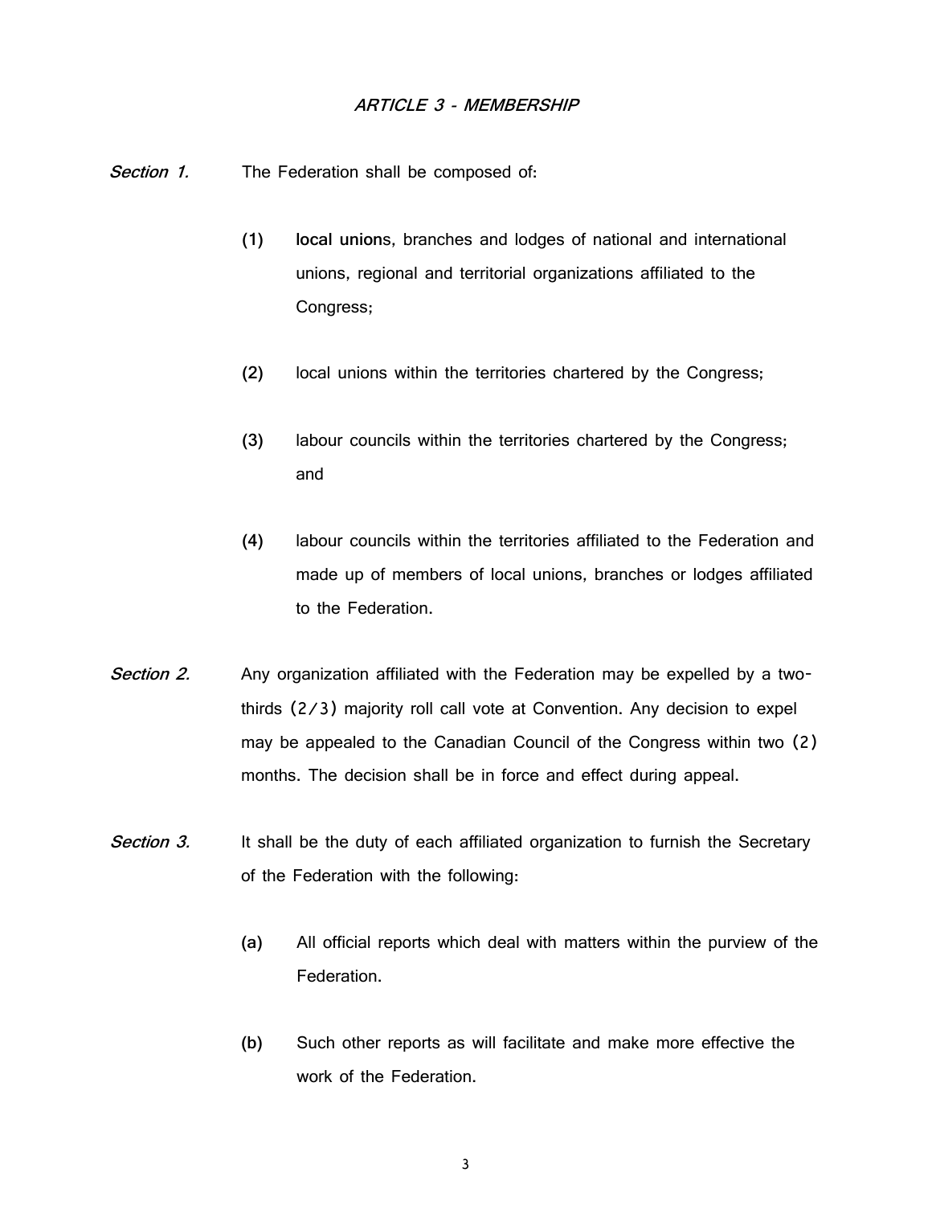## *ARTICLE 3 - MEMBERSHIP*

*Section 1.* The Federation shall be composed of:

(1) **local union**s, branches and lodges of national and international unions, regional and territorial organizations affiliated to the Congress;

(2) local unions within the territories chartered by the Congress;

(3) labour councils within the territories chartered by the Congress; and

(4) labour councils within the territories affiliated to the Federation and made up of members of local unions, branches or lodges affiliated to the Federation.

*Section 2.* Any organization affiliated with the Federation may be expelled by a two-thirds (2/3) majority roll call vote at Convention. Any decision to expel may be appealed to the Canadian Council of the Congress within two (2) months. The decision shall be in force and effect during appeal.

*Section 3.* It shall be the duty of each affiliated organization to furnish the Secretary of the Federation with the following:

(a) All official reports which deal with matters within the purview of the Federation.

(b) Such other reports as will facilitate and make more effective the work of the Federation.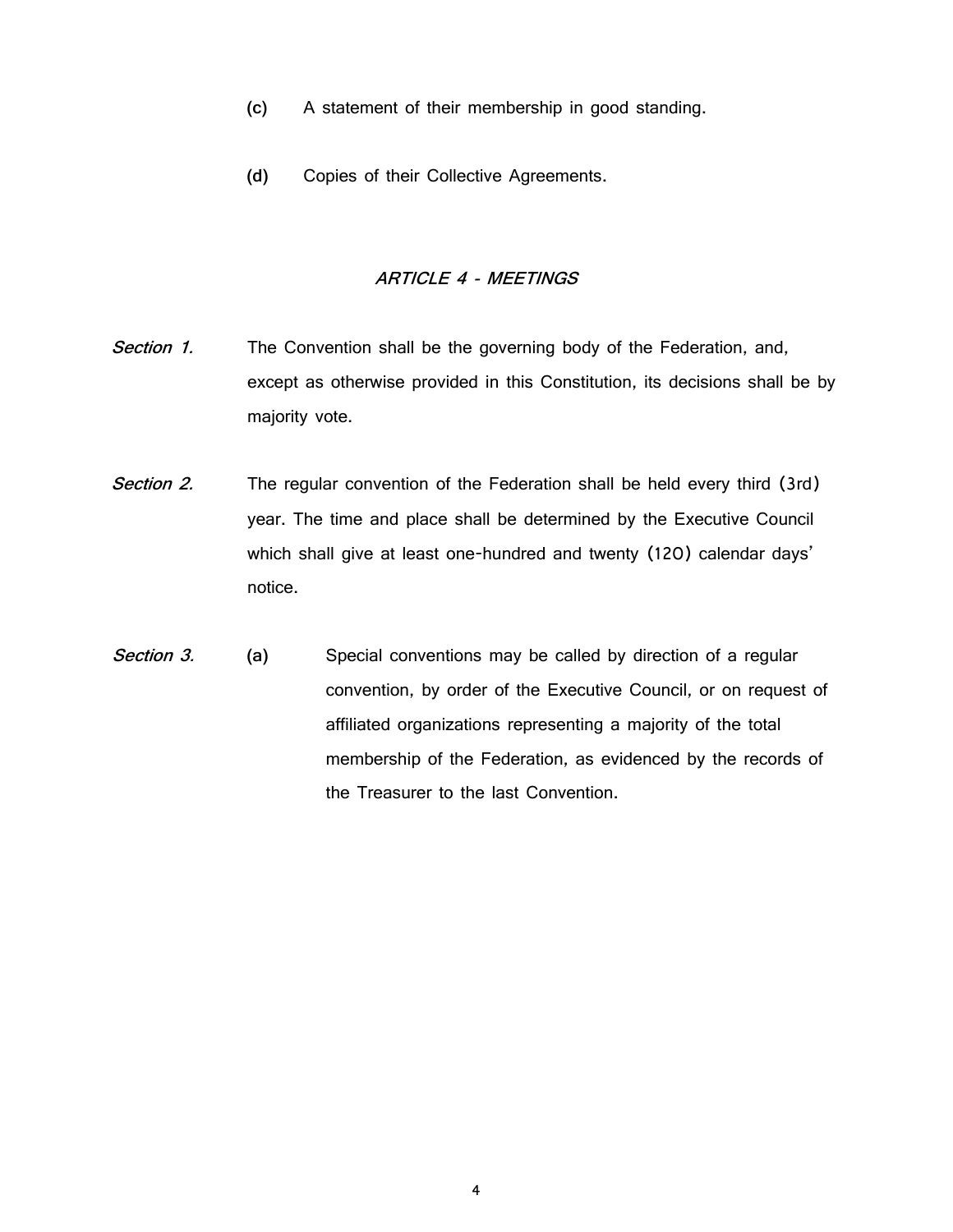(c) A statement of their membership in good standing.

(d) Copies of their Collective Agreements.

## *ARTICLE 4 - MEETINGS*

*Section 1.* The Convention shall be the governing body of the Federation, and, except as otherwise provided in this Constitution, its decisions shall be by majority vote.

*Section 2.* The regular convention of the Federation shall be held every third (3rd) year. The time and place shall be determined by the Executive Council which shall give at least one-hundred and twenty (120) calendar days' notice.

*Section 3.* (a) Special conventions may be called by direction of a regular convention, by order of the Executive Council, or on request of affiliated organizations representing a majority of the total membership of the Federation, as evidenced by the records of the Treasurer to the last Convention.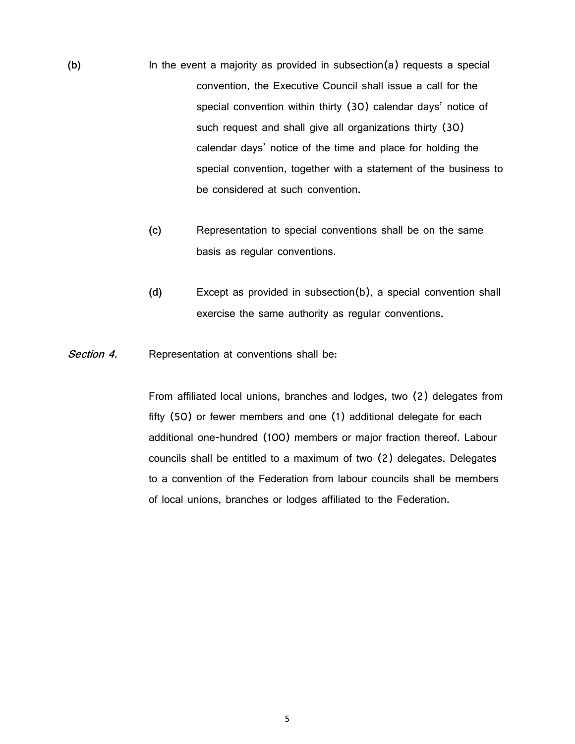**(b)** In the event a majority as provided in subsection(a) requests a special convention, the Executive Council shall issue a call for the special convention within thirty (30) calendar days' notice of such request and shall give all organizations thirty (30) calendar days' notice of the time and place for holding the special convention, together with a statement of the business to be considered at such convention.

**(c)** Representation to special conventions shall be on the same basis as regular conventions.

**(d)** Except as provided in subsection(b), a special convention shall exercise the same authority as regular conventions.

***Section 4.*** Representation at conventions shall be:

From affiliated local unions, branches and lodges, two (2) delegates from fifty (50) or fewer members and one (1) additional delegate for each additional one-hundred (100) members or major fraction thereof. Labour councils shall be entitled to a maximum of two (2) delegates. Delegates to a convention of the Federation from labour councils shall be members of local unions, branches or lodges affiliated to the Federation.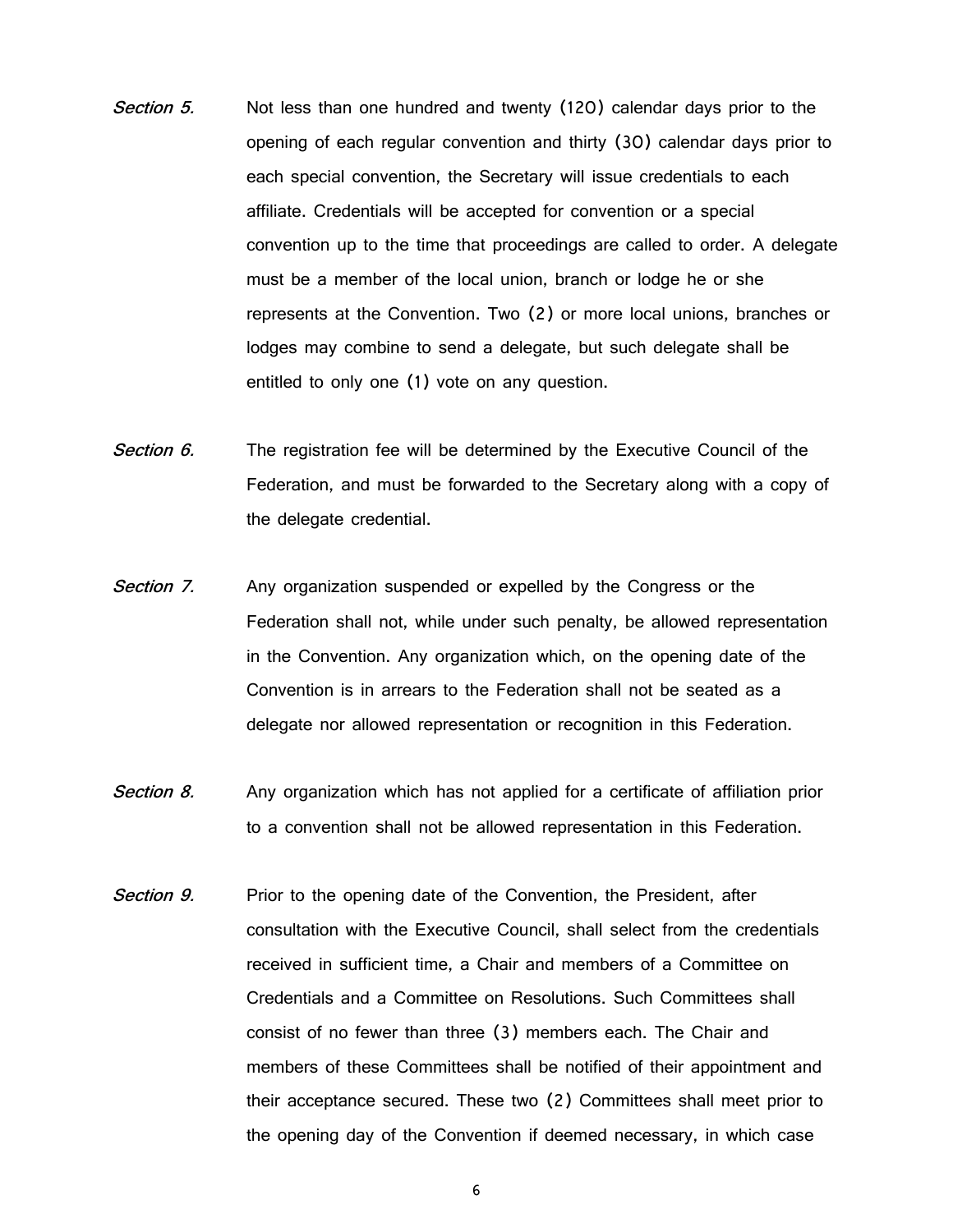*Section 5.* Not less than one hundred and twenty (120) calendar days prior to the opening of each regular convention and thirty (30) calendar days prior to each special convention, the Secretary will issue credentials to each affiliate. Credentials will be accepted for convention or a special convention up to the time that proceedings are called to order. A delegate must be a member of the local union, branch or lodge he or she represents at the Convention. Two (2) or more local unions, branches or lodges may combine to send a delegate, but such delegate shall be entitled to only one (1) vote on any question.

*Section 6.* The registration fee will be determined by the Executive Council of the Federation, and must be forwarded to the Secretary along with a copy of the delegate credential.

*Section 7.* Any organization suspended or expelled by the Congress or the Federation shall not, while under such penalty, be allowed representation in the Convention. Any organization which, on the opening date of the Convention is in arrears to the Federation shall not be seated as a delegate nor allowed representation or recognition in this Federation.

*Section 8.* Any organization which has not applied for a certificate of affiliation prior to a convention shall not be allowed representation in this Federation.

*Section 9.* Prior to the opening date of the Convention, the President, after consultation with the Executive Council, shall select from the credentials received in sufficient time, a Chair and members of a Committee on Credentials and a Committee on Resolutions. Such Committees shall consist of no fewer than three (3) members each. The Chair and members of these Committees shall be notified of their appointment and their acceptance secured. These two (2) Committees shall meet prior to the opening day of the Convention if deemed necessary, in which case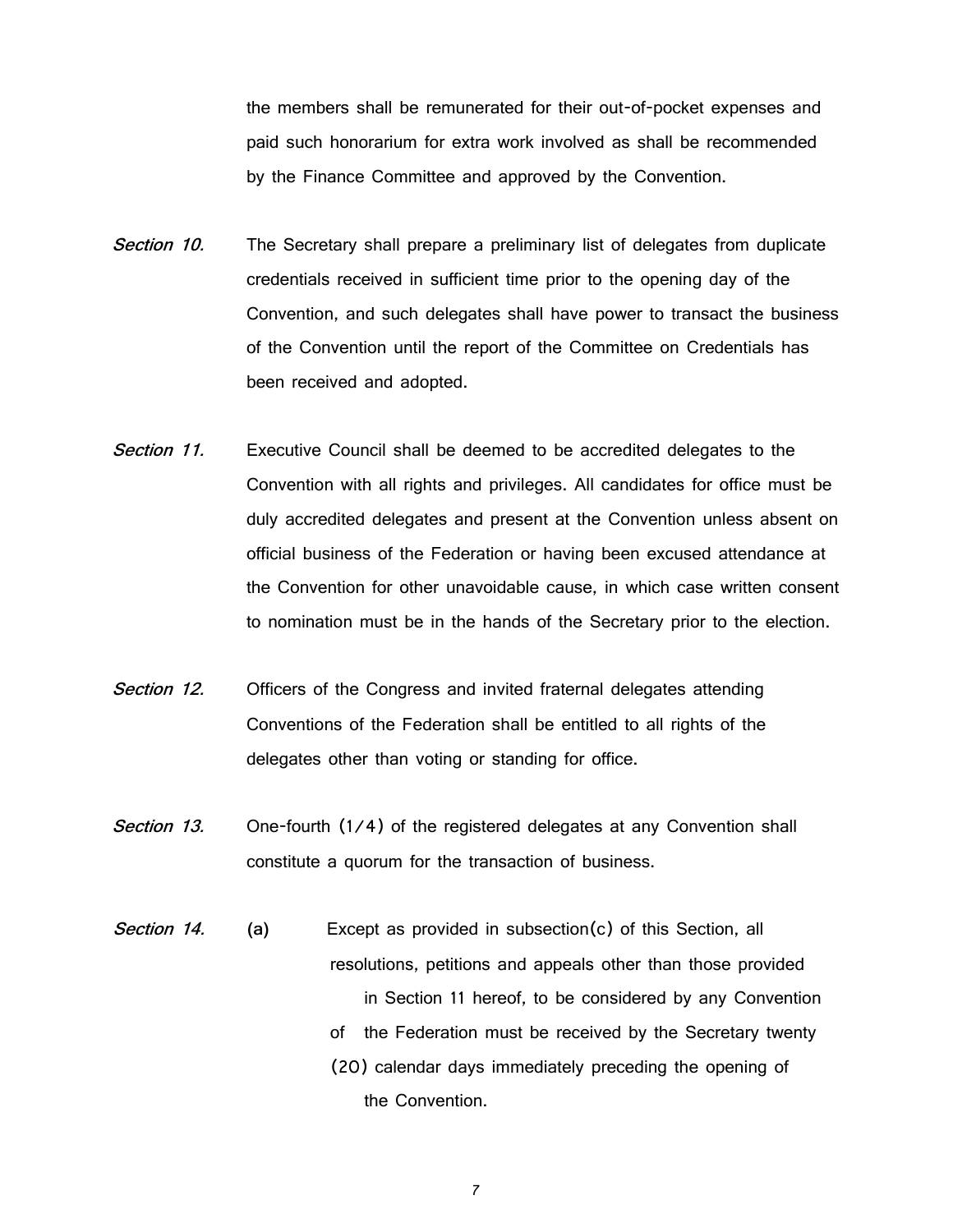the members shall be remunerated for their out-of-pocket expenses and paid such honorarium for extra work involved as shall be recommended by the Finance Committee and approved by the Convention.

*Section 10.* The Secretary shall prepare a preliminary list of delegates from duplicate credentials received in sufficient time prior to the opening day of the Convention, and such delegates shall have power to transact the business of the Convention until the report of the Committee on Credentials has been received and adopted.

*Section 11.* Executive Council shall be deemed to be accredited delegates to the Convention with all rights and privileges. All candidates for office must be duly accredited delegates and present at the Convention unless absent on official business of the Federation or having been excused attendance at the Convention for other unavoidable cause, in which case written consent to nomination must be in the hands of the Secretary prior to the election.

*Section 12.* Officers of the Congress and invited fraternal delegates attending Conventions of the Federation shall be entitled to all rights of the delegates other than voting or standing for office.

*Section 13.* One-fourth (1/4) of the registered delegates at any Convention shall constitute a quorum for the transaction of business.

*Section 14.* (a) Except as provided in subsection(c) of this Section, all resolutions, petitions and appeals other than those provided in Section 11 hereof, to be considered by any Convention of the Federation must be received by the Secretary twenty (20) calendar days immediately preceding the opening of the Convention.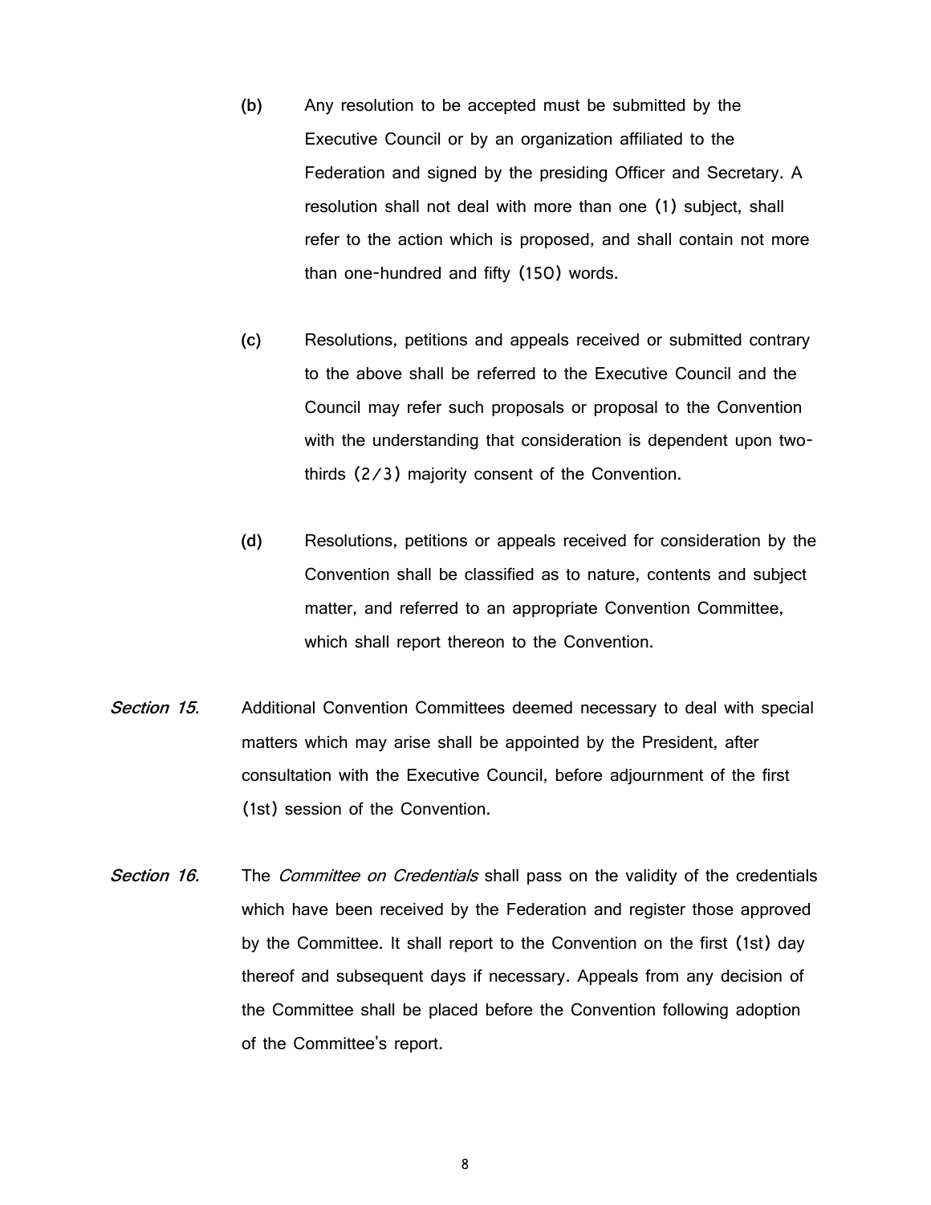(b) Any resolution to be accepted must be submitted by the Executive Council or by an organization affiliated to the Federation and signed by the presiding Officer and Secretary. A resolution shall not deal with more than one (1) subject, shall refer to the action which is proposed, and shall contain not more than one-hundred and fifty (150) words.

(c) Resolutions, petitions and appeals received or submitted contrary to the above shall be referred to the Executive Council and the Council may refer such proposals or proposal to the Convention with the understanding that consideration is dependent upon two-thirds (2/3) majority consent of the Convention.

(d) Resolutions, petitions or appeals received for consideration by the Convention shall be classified as to nature, contents and subject matter, and referred to an appropriate Convention Committee, which shall report thereon to the Convention.

*Section 15.* Additional Convention Committees deemed necessary to deal with special matters which may arise shall be appointed by the President, after consultation with the Executive Council, before adjournment of the first (1st) session of the Convention.

*Section 16.* The *Committee on Credentials* shall pass on the validity of the credentials which have been received by the Federation and register those approved by the Committee. It shall report to the Convention on the first (1st) day thereof and subsequent days if necessary. Appeals from any decision of the Committee shall be placed before the Convention following adoption of the Committee's report.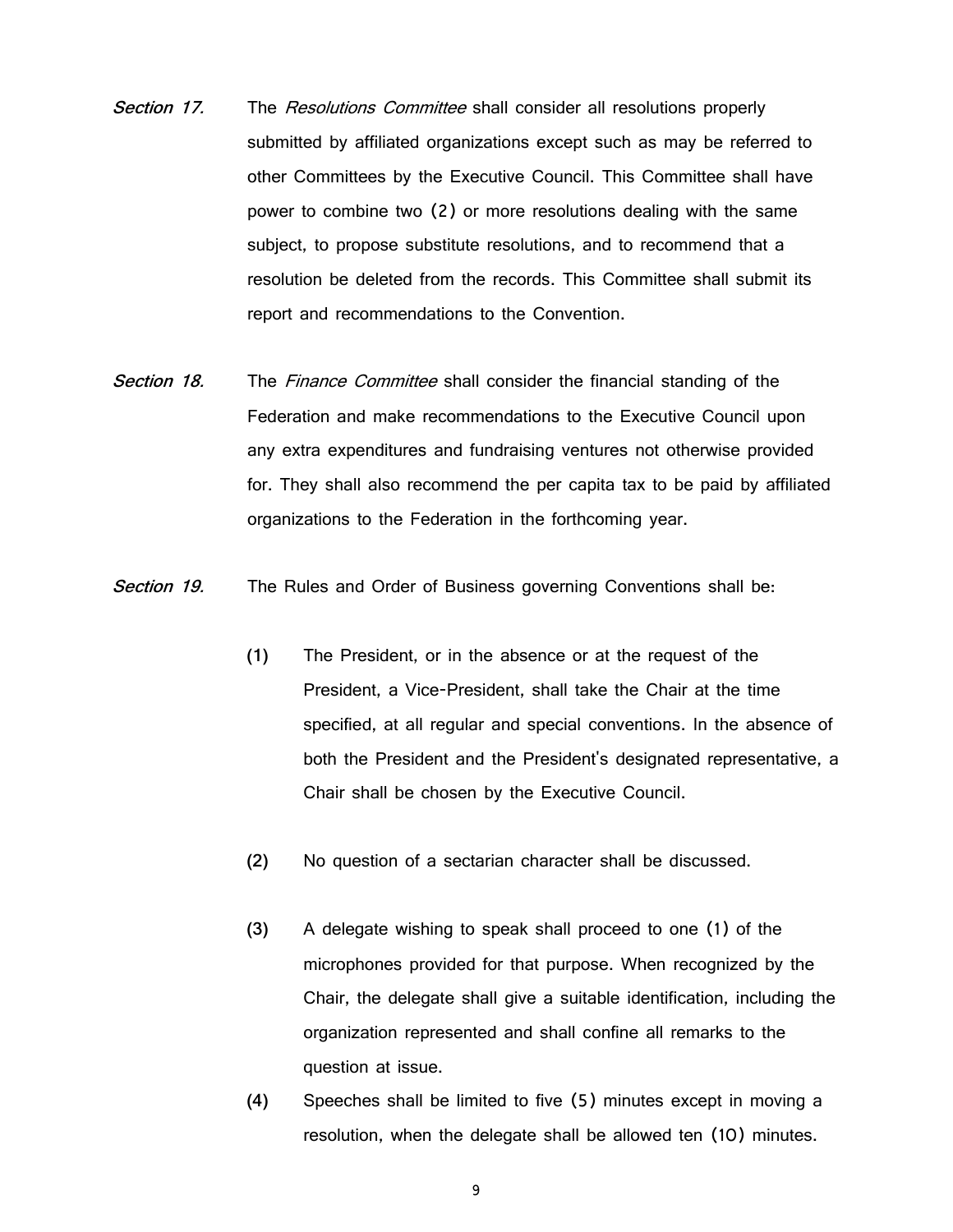*Section 17.* The *Resolutions Committee* shall consider all resolutions properly submitted by affiliated organizations except such as may be referred to other Committees by the Executive Council. This Committee shall have power to combine two (2) or more resolutions dealing with the same subject, to propose substitute resolutions, and to recommend that a resolution be deleted from the records. This Committee shall submit its report and recommendations to the Convention.

*Section 18.* The *Finance Committee* shall consider the financial standing of the Federation and make recommendations to the Executive Council upon any extra expenditures and fundraising ventures not otherwise provided for. They shall also recommend the per capita tax to be paid by affiliated organizations to the Federation in the forthcoming year.

*Section 19.* The Rules and Order of Business governing Conventions shall be:

(1) The President, or in the absence or at the request of the President, a Vice-President, shall take the Chair at the time specified, at all regular and special conventions. In the absence of both the President and the President's designated representative, a Chair shall be chosen by the Executive Council.

(2) No question of a sectarian character shall be discussed.

(3) A delegate wishing to speak shall proceed to one (1) of the microphones provided for that purpose. When recognized by the Chair, the delegate shall give a suitable identification, including the organization represented and shall confine all remarks to the question at issue.

(4) Speeches shall be limited to five (5) minutes except in moving a resolution, when the delegate shall be allowed ten (10) minutes.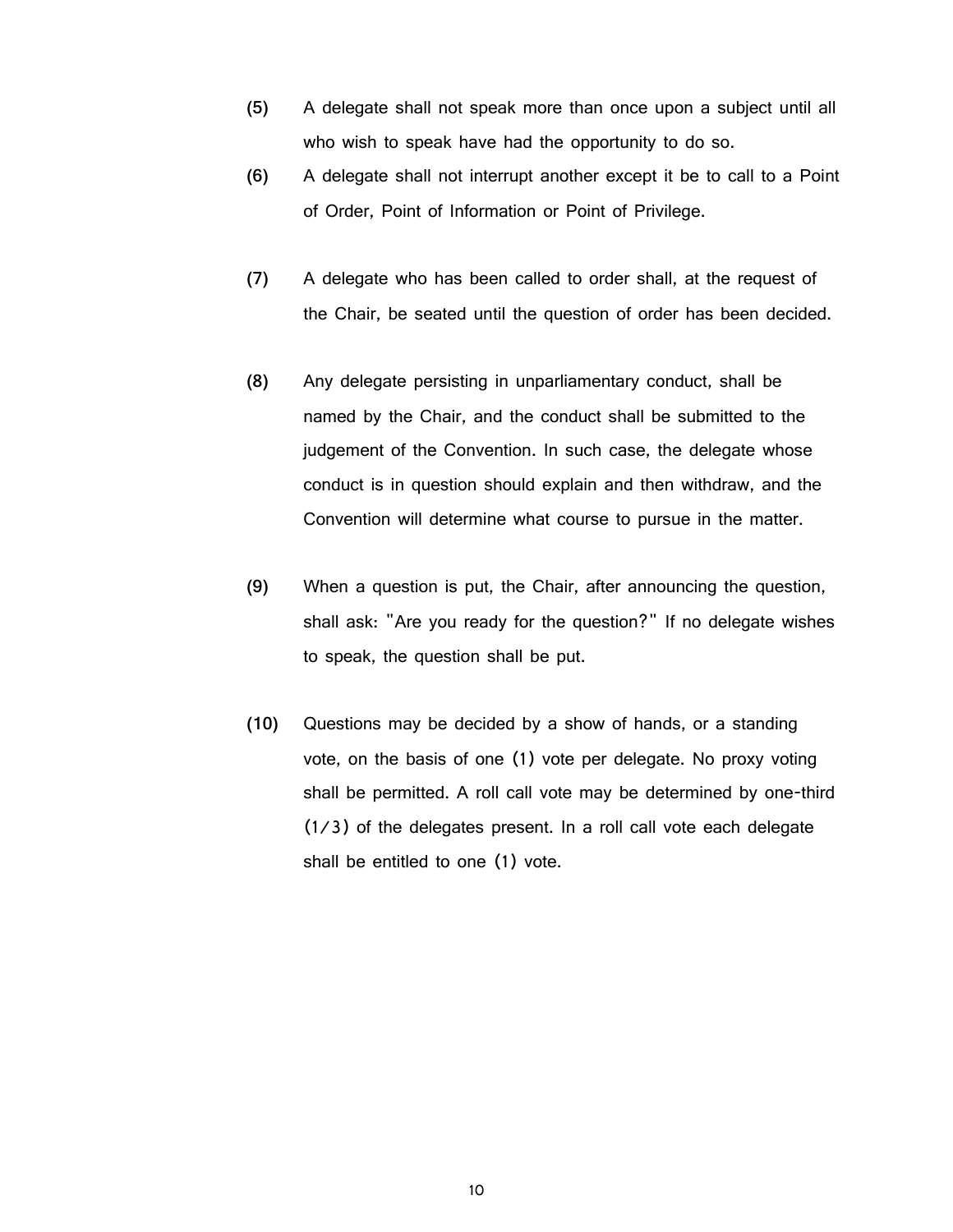(5) A delegate shall not speak more than once upon a subject until all who wish to speak have had the opportunity to do so.

(6) A delegate shall not interrupt another except it be to call to a Point of Order, Point of Information or Point of Privilege.

(7) A delegate who has been called to order shall, at the request of the Chair, be seated until the question of order has been decided.

(8) Any delegate persisting in unparliamentary conduct, shall be named by the Chair, and the conduct shall be submitted to the judgement of the Convention. In such case, the delegate whose conduct is in question should explain and then withdraw, and the Convention will determine what course to pursue in the matter.

(9) When a question is put, the Chair, after announcing the question, shall ask: "Are you ready for the question?" If no delegate wishes to speak, the question shall be put.

(10) Questions may be decided by a show of hands, or a standing vote, on the basis of one (1) vote per delegate. No proxy voting shall be permitted. A roll call vote may be determined by one-third (1/3) of the delegates present. In a roll call vote each delegate shall be entitled to one (1) vote.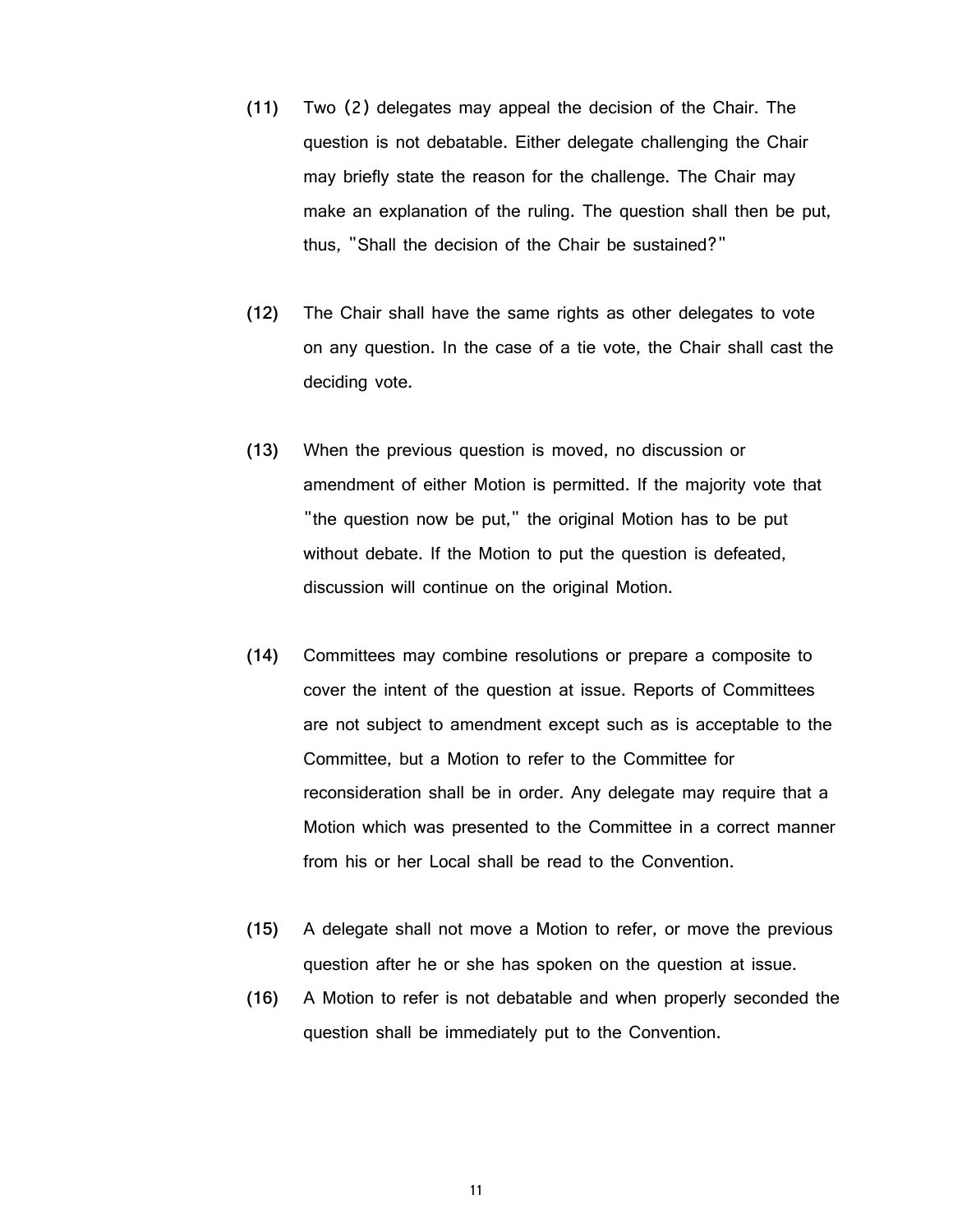(11) Two (2) delegates may appeal the decision of the Chair. The question is not debatable. Either delegate challenging the Chair may briefly state the reason for the challenge. The Chair may make an explanation of the ruling. The question shall then be put, thus, "Shall the decision of the Chair be sustained?"

(12) The Chair shall have the same rights as other delegates to vote on any question. In the case of a tie vote, the Chair shall cast the deciding vote.

(13) When the previous question is moved, no discussion or amendment of either Motion is permitted. If the majority vote that "the question now be put," the original Motion has to be put without debate. If the Motion to put the question is defeated, discussion will continue on the original Motion.

(14) Committees may combine resolutions or prepare a composite to cover the intent of the question at issue. Reports of Committees are not subject to amendment except such as is acceptable to the Committee, but a Motion to refer to the Committee for reconsideration shall be in order. Any delegate may require that a Motion which was presented to the Committee in a correct manner from his or her Local shall be read to the Convention.

(15) A delegate shall not move a Motion to refer, or move the previous question after he or she has spoken on the question at issue.

(16) A Motion to refer is not debatable and when properly seconded the question shall be immediately put to the Convention.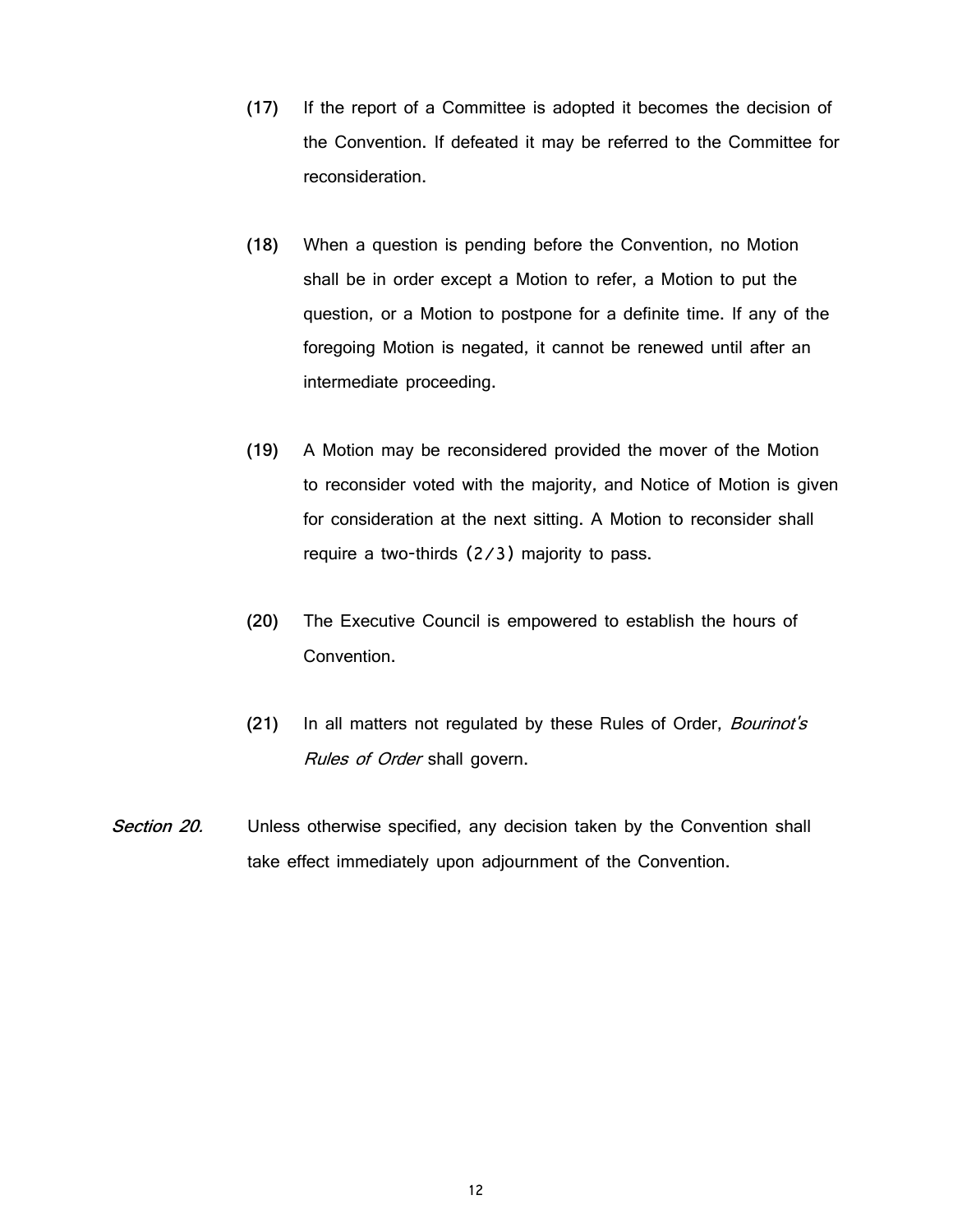(17) If the report of a Committee is adopted it becomes the decision of the Convention. If defeated it may be referred to the Committee for reconsideration.

(18) When a question is pending before the Convention, no Motion shall be in order except a Motion to refer, a Motion to put the question, or a Motion to postpone for a definite time. If any of the foregoing Motion is negated, it cannot be renewed until after an intermediate proceeding.

(19) A Motion may be reconsidered provided the mover of the Motion to reconsider voted with the majority, and Notice of Motion is given for consideration at the next sitting. A Motion to reconsider shall require a two-thirds (2/3) majority to pass.

(20) The Executive Council is empowered to establish the hours of Convention.

(21) In all matters not regulated by these Rules of Order, *Bourinot's Rules of Order* shall govern.

***Section 20.*** Unless otherwise specified, any decision taken by the Convention shall take effect immediately upon adjournment of the Convention.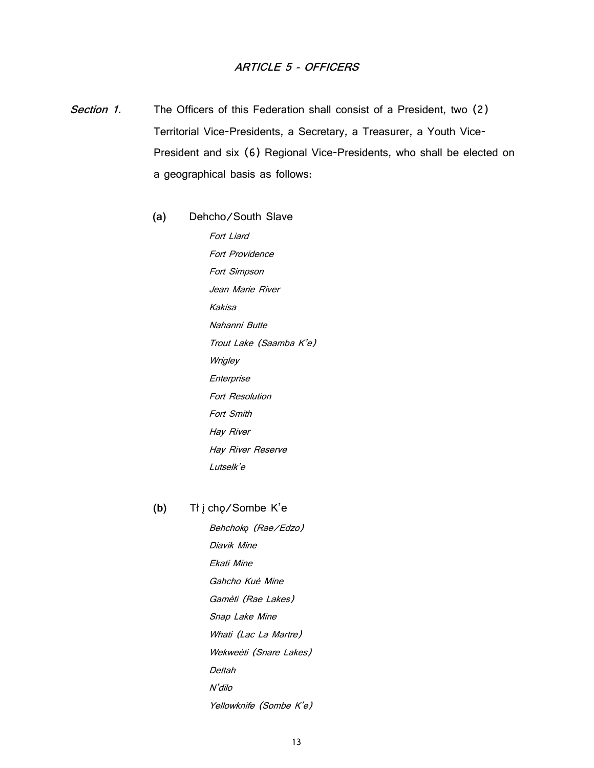### *ARTICLE 5 - OFFICERS*

***Section 1.*** The Officers of this Federation shall consist of a President, two (2) Territorial Vice-Presidents, a Secretary, a Treasurer, a Youth Vice-President and six (6) Regional Vice-Presidents, who shall be elected on a geographical basis as follows:

**(a)** Dehcho/South Slave

*Fort Liard*
*Fort Providence*
*Fort Simpson*
*Jean Marie River*
*Kakisa*
*Nahanni Butte*
*Trout Lake (Saamba K'e)*
*Wrigley*
*Enterprise*
*Fort Resolution*
*Fort Smith*
*Hay River*
*Hay River Reserve*
*Lutselk'e*

**(b)** Tłįchǫ/Sombe K'e

*Behchokǫ (Rae/Edzo)*
*Diavik Mine*
*Ekati Mine*
*Gahcho Kuè Mine*
*Gamèti (Rae Lakes)*
*Snap Lake Mine*
*Whati (Lac La Martre)*
*Wekweèti (Snare Lakes)*
*Dettah*
*N'dilo*
*Yellowknife (Sombe K'e)*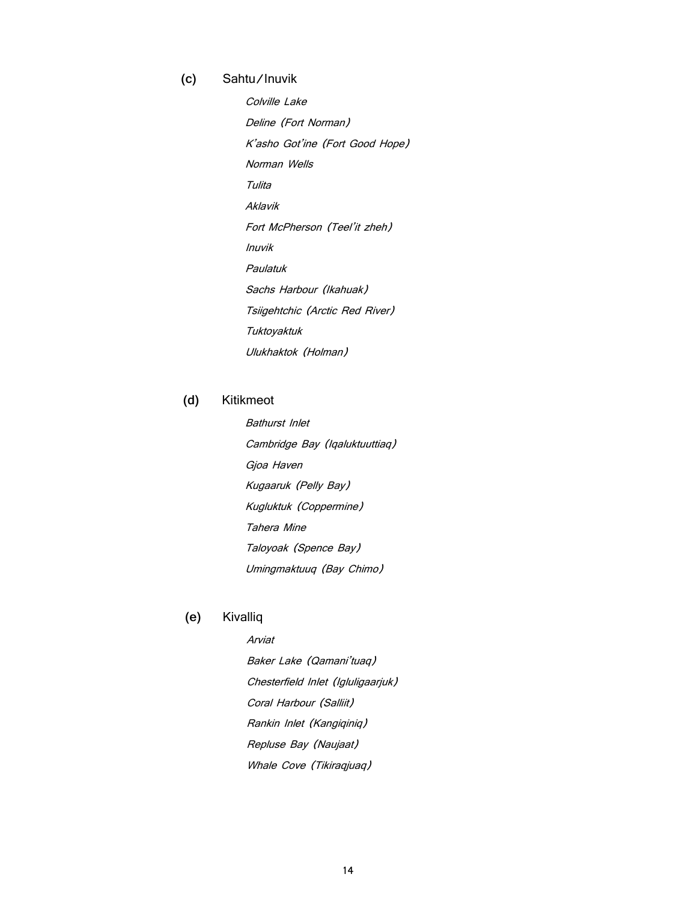(c) Sahtu/Inuvik

*Colville Lake*

*Deline (Fort Norman)*

*K'asho Got'ine (Fort Good Hope)*

*Norman Wells*

*Tulita*

*Aklavik*

*Fort McPherson (Teel'it zheh)*

*Inuvik*

*Paulatuk*

*Sachs Harbour (Ikahuak)*

*Tsiigehtchic (Arctic Red River)*

*Tuktoyaktuk*

*Ulukhaktok (Holman)*

(d) Kitikmeot

*Bathurst Inlet*

*Cambridge Bay (Iqaluktuuttiaq)*

*Gjoa Haven*

*Kugaaruk (Pelly Bay)*

*Kugluktuk (Coppermine)*

*Tahera Mine*

*Taloyoak (Spence Bay)*

*Umingmaktuuq (Bay Chimo)*

(e) Kivalliq

*Arviat*

*Baker Lake (Qamani'tuaq)*

*Chesterfield Inlet (Igluligaarjuk)*

*Coral Harbour (Salliit)*

*Rankin Inlet (Kangiqiniq)*

*Repluse Bay (Naujaat)*

*Whale Cove (Tikiraqjuaq)*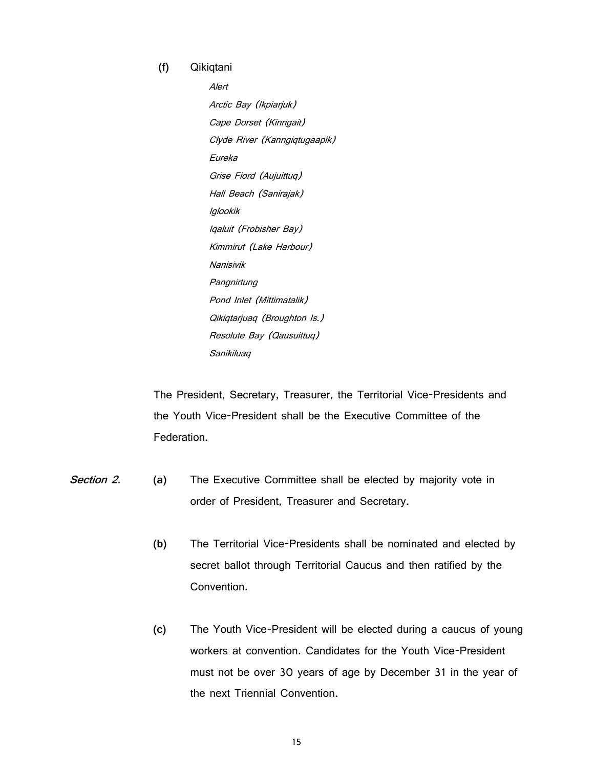**(f)** Qikiqtani

*Alert*
*Arctic Bay (Ikpiarjuk)*
*Cape Dorset (Kinngait)*
*Clyde River (Kanngiqtugaapik)*
*Eureka*
*Grise Fiord (Aujuittuq)*
*Hall Beach (Sanirajak)*
*Iglookik*
*Iqaluit (Frobisher Bay)*
*Kimmirut (Lake Harbour)*
*Nanisivik*
*Pangnirtung*
*Pond Inlet (Mittimatalik)*
*Qikiqtarjuaq (Broughton Is.)*
*Resolute Bay (Qausuittuq)*
*Sanikiluaq*

The President, Secretary, Treasurer, the Territorial Vice-Presidents and the Youth Vice-President shall be the Executive Committee of the Federation.

***Section 2.***

**(a)** The Executive Committee shall be elected by majority vote in order of President, Treasurer and Secretary.

**(b)** The Territorial Vice-Presidents shall be nominated and elected by secret ballot through Territorial Caucus and then ratified by the Convention.

**(c)** The Youth Vice-President will be elected during a caucus of young workers at convention. Candidates for the Youth Vice-President must not be over 30 years of age by December 31 in the year of the next Triennial Convention.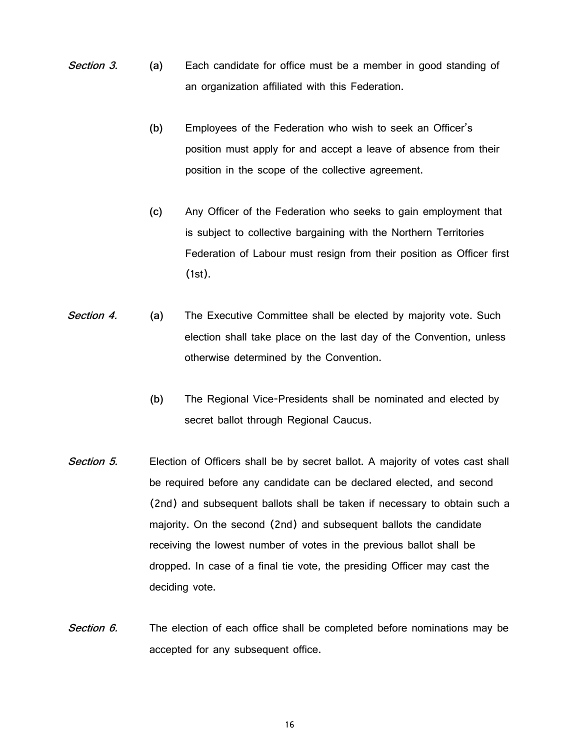*Section 3.* **(a)** Each candidate for office must be a member in good standing of an organization affiliated with this Federation.

**(b)** Employees of the Federation who wish to seek an Officer's position must apply for and accept a leave of absence from their position in the scope of the collective agreement.

**(c)** Any Officer of the Federation who seeks to gain employment that is subject to collective bargaining with the Northern Territories Federation of Labour must resign from their position as Officer first (1st).

*Section 4.* **(a)** The Executive Committee shall be elected by majority vote. Such election shall take place on the last day of the Convention, unless otherwise determined by the Convention.

**(b)** The Regional Vice-Presidents shall be nominated and elected by secret ballot through Regional Caucus.

*Section 5.* Election of Officers shall be by secret ballot. A majority of votes cast shall be required before any candidate can be declared elected, and second (2nd) and subsequent ballots shall be taken if necessary to obtain such a majority. On the second (2nd) and subsequent ballots the candidate receiving the lowest number of votes in the previous ballot shall be dropped. In case of a final tie vote, the presiding Officer may cast the deciding vote.

*Section 6.* The election of each office shall be completed before nominations may be accepted for any subsequent office.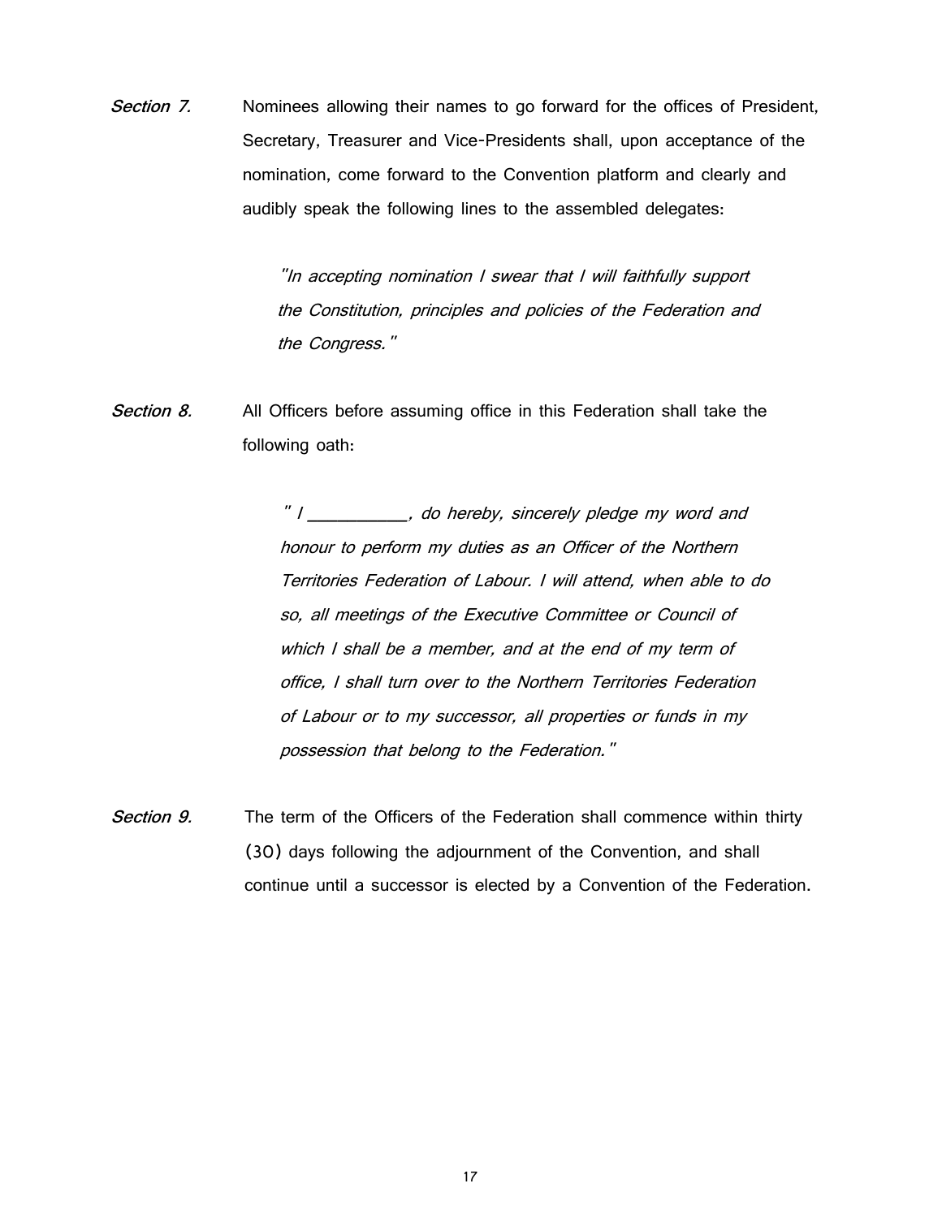***Section 7.*** Nominees allowing their names to go forward for the offices of President, Secretary, Treasurer and Vice-Presidents shall, upon acceptance of the nomination, come forward to the Convention platform and clearly and audibly speak the following lines to the assembled delegates:

> *"In accepting nomination I swear that I will faithfully support the Constitution, principles and policies of the Federation and the Congress."*

***Section 8.*** All Officers before assuming office in this Federation shall take the following oath:

> *" I ___________, do hereby, sincerely pledge my word and honour to perform my duties as an Officer of the Northern Territories Federation of Labour. I will attend, when able to do so, all meetings of the Executive Committee or Council of which I shall be a member, and at the end of my term of office, I shall turn over to the Northern Territories Federation of Labour or to my successor, all properties or funds in my possession that belong to the Federation."*

***Section 9.*** The term of the Officers of the Federation shall commence within thirty (30) days following the adjournment of the Convention, and shall continue until a successor is elected by a Convention of the Federation.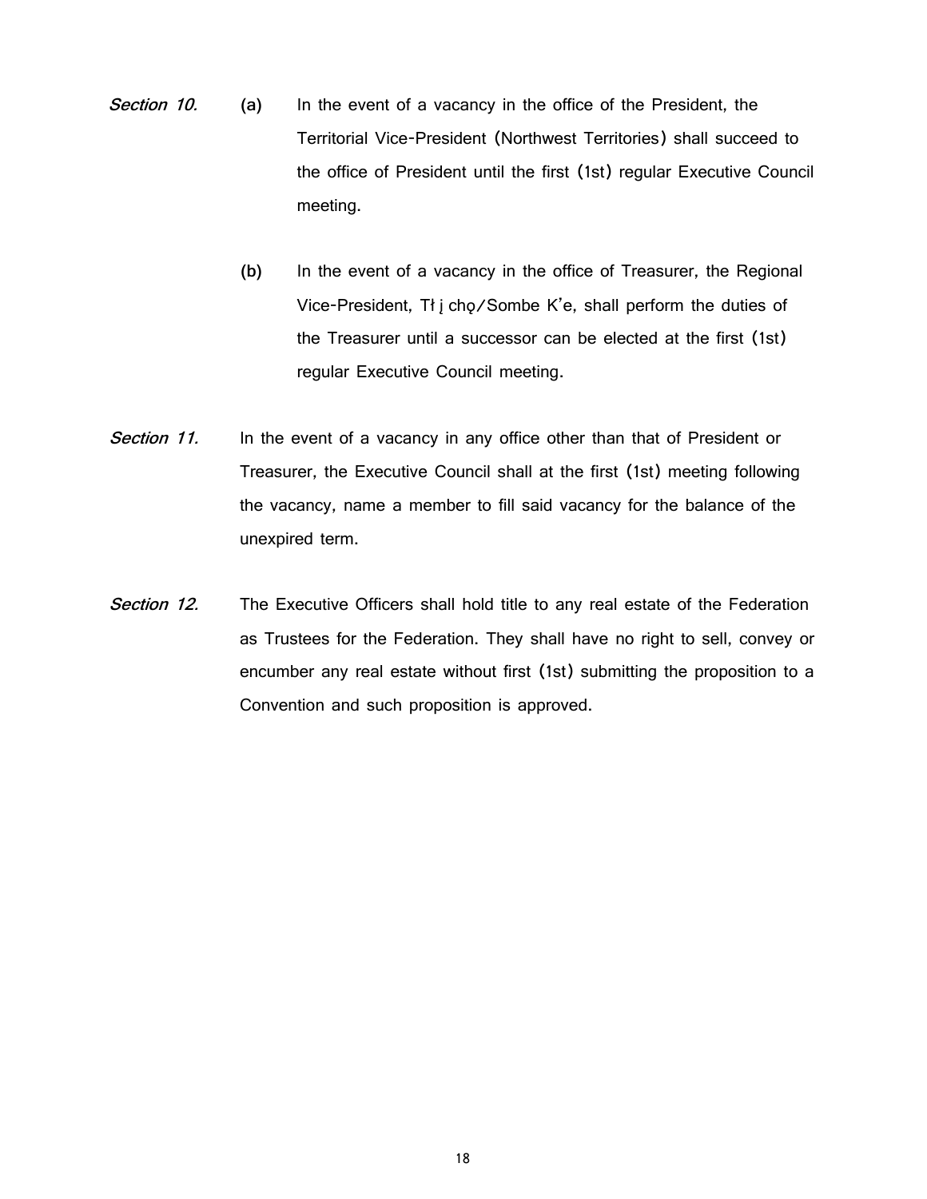*Section 10.* **(a)** In the event of a vacancy in the office of the President, the Territorial Vice-President (Northwest Territories) shall succeed to the office of President until the first (1st) regular Executive Council meeting.

**(b)** In the event of a vacancy in the office of Treasurer, the Regional Vice-President, Tłįchǫ/Sombe K'e, shall perform the duties of the Treasurer until a successor can be elected at the first (1st) regular Executive Council meeting.

*Section 11.* In the event of a vacancy in any office other than that of President or Treasurer, the Executive Council shall at the first (1st) meeting following the vacancy, name a member to fill said vacancy for the balance of the unexpired term.

*Section 12.* The Executive Officers shall hold title to any real estate of the Federation as Trustees for the Federation. They shall have no right to sell, convey or encumber any real estate without first (1st) submitting the proposition to a Convention and such proposition is approved.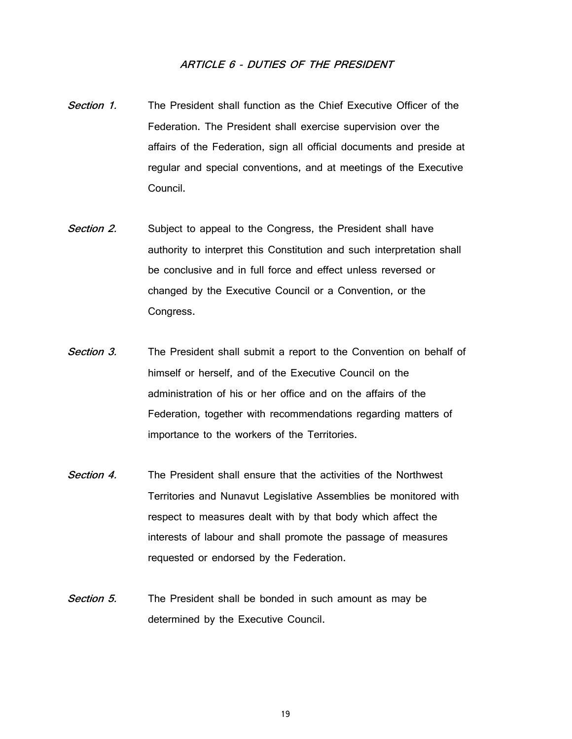## *ARTICLE 6 - DUTIES OF THE PRESIDENT*

***Section 1.*** The President shall function as the Chief Executive Officer of the Federation. The President shall exercise supervision over the affairs of the Federation, sign all official documents and preside at regular and special conventions, and at meetings of the Executive Council.

***Section 2.*** Subject to appeal to the Congress, the President shall have authority to interpret this Constitution and such interpretation shall be conclusive and in full force and effect unless reversed or changed by the Executive Council or a Convention, or the Congress.

***Section 3.*** The President shall submit a report to the Convention on behalf of himself or herself, and of the Executive Council on the administration of his or her office and on the affairs of the Federation, together with recommendations regarding matters of importance to the workers of the Territories.

***Section 4.*** The President shall ensure that the activities of the Northwest Territories and Nunavut Legislative Assemblies be monitored with respect to measures dealt with by that body which affect the interests of labour and shall promote the passage of measures requested or endorsed by the Federation.

***Section 5.*** The President shall be bonded in such amount as may be determined by the Executive Council.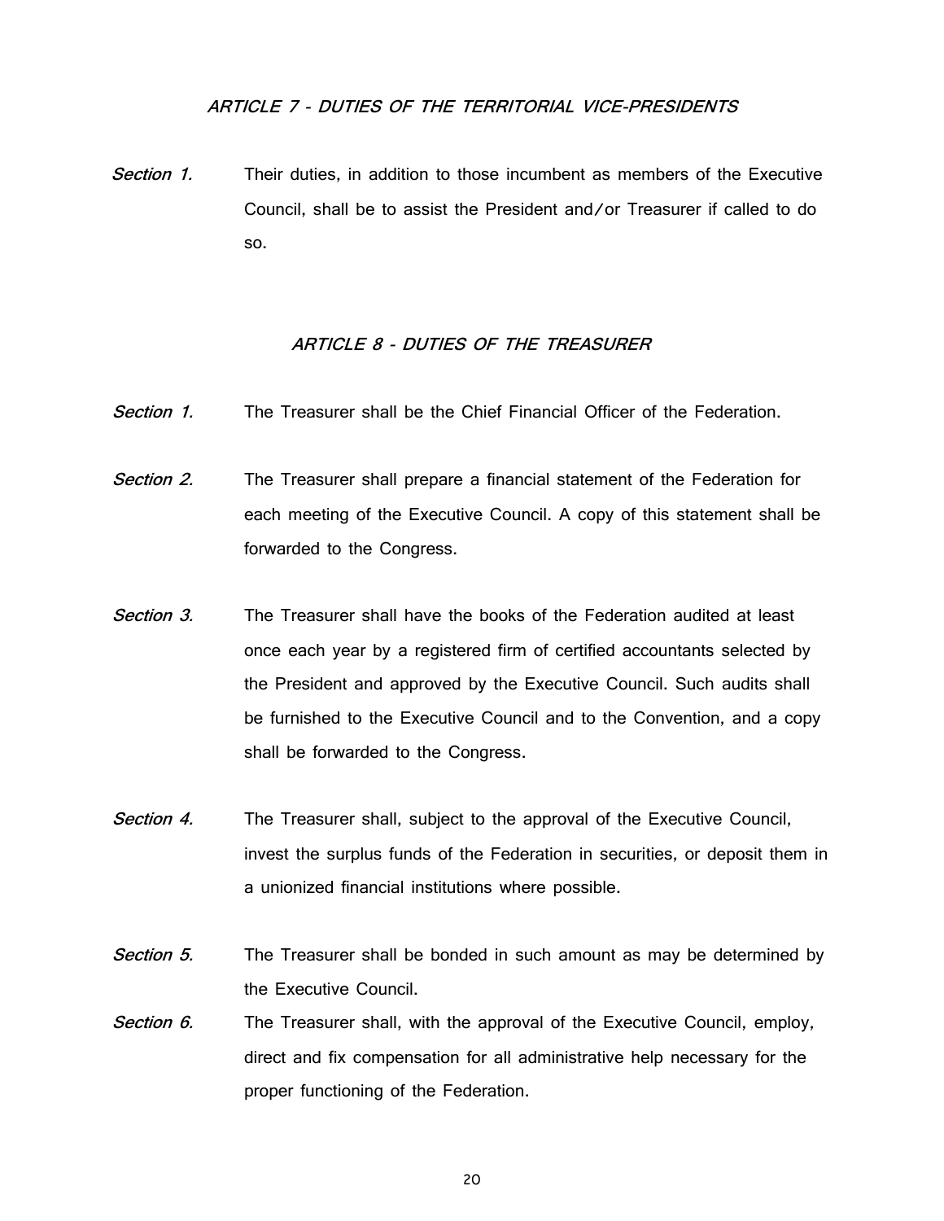## *ARTICLE 7 - DUTIES OF THE TERRITORIAL VICE-PRESIDENTS*

*Section 1.* Their duties, in addition to those incumbent as members of the Executive Council, shall be to assist the President and/or Treasurer if called to do so.

## *ARTICLE 8 - DUTIES OF THE TREASURER*

*Section 1.* The Treasurer shall be the Chief Financial Officer of the Federation.

*Section 2.* The Treasurer shall prepare a financial statement of the Federation for each meeting of the Executive Council. A copy of this statement shall be forwarded to the Congress.

*Section 3.* The Treasurer shall have the books of the Federation audited at least once each year by a registered firm of certified accountants selected by the President and approved by the Executive Council. Such audits shall be furnished to the Executive Council and to the Convention, and a copy shall be forwarded to the Congress.

*Section 4.* The Treasurer shall, subject to the approval of the Executive Council, invest the surplus funds of the Federation in securities, or deposit them in a unionized financial institutions where possible.

*Section 5.* The Treasurer shall be bonded in such amount as may be determined by the Executive Council.

*Section 6.* The Treasurer shall, with the approval of the Executive Council, employ, direct and fix compensation for all administrative help necessary for the proper functioning of the Federation.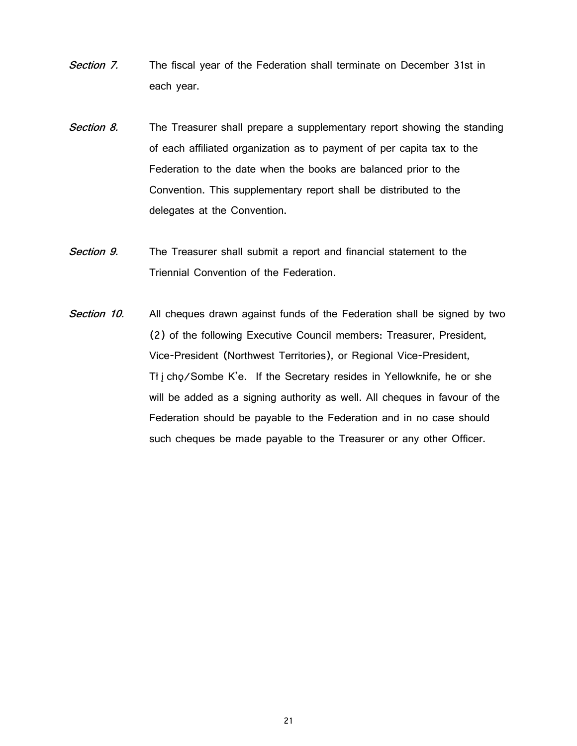*Section 7.* The fiscal year of the Federation shall terminate on December 31st in each year.

*Section 8.* The Treasurer shall prepare a supplementary report showing the standing of each affiliated organization as to payment of per capita tax to the Federation to the date when the books are balanced prior to the Convention. This supplementary report shall be distributed to the delegates at the Convention.

*Section 9.* The Treasurer shall submit a report and financial statement to the Triennial Convention of the Federation.

*Section 10.* All cheques drawn against funds of the Federation shall be signed by two (2) of the following Executive Council members: Treasurer, President, Vice-President (Northwest Territories), or Regional Vice-President, Tłįchǫ/Sombe K'e. If the Secretary resides in Yellowknife, he or she will be added as a signing authority as well. All cheques in favour of the Federation should be payable to the Federation and in no case should such cheques be made payable to the Treasurer or any other Officer.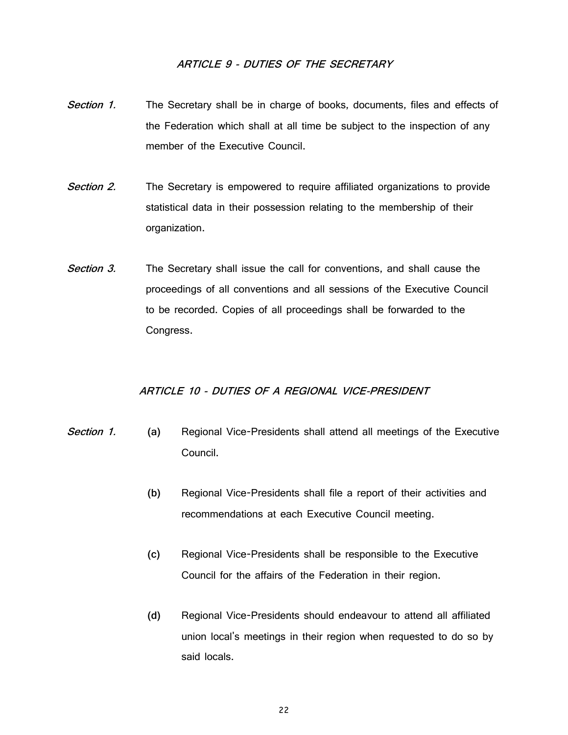### *ARTICLE 9 - DUTIES OF THE SECRETARY*

***Section 1.*** The Secretary shall be in charge of books, documents, files and effects of the Federation which shall at all time be subject to the inspection of any member of the Executive Council.

***Section 2.*** The Secretary is empowered to require affiliated organizations to provide statistical data in their possession relating to the membership of their organization.

***Section 3.*** The Secretary shall issue the call for conventions, and shall cause the proceedings of all conventions and all sessions of the Executive Council to be recorded. Copies of all proceedings shall be forwarded to the Congress.

### *ARTICLE 10 - DUTIES OF A REGIONAL VICE-PRESIDENT*

***Section 1.***

**(a)** Regional Vice-Presidents shall attend all meetings of the Executive Council.

**(b)** Regional Vice-Presidents shall file a report of their activities and recommendations at each Executive Council meeting.

**(c)** Regional Vice-Presidents shall be responsible to the Executive Council for the affairs of the Federation in their region.

**(d)** Regional Vice-Presidents should endeavour to attend all affiliated union local's meetings in their region when requested to do so by said locals.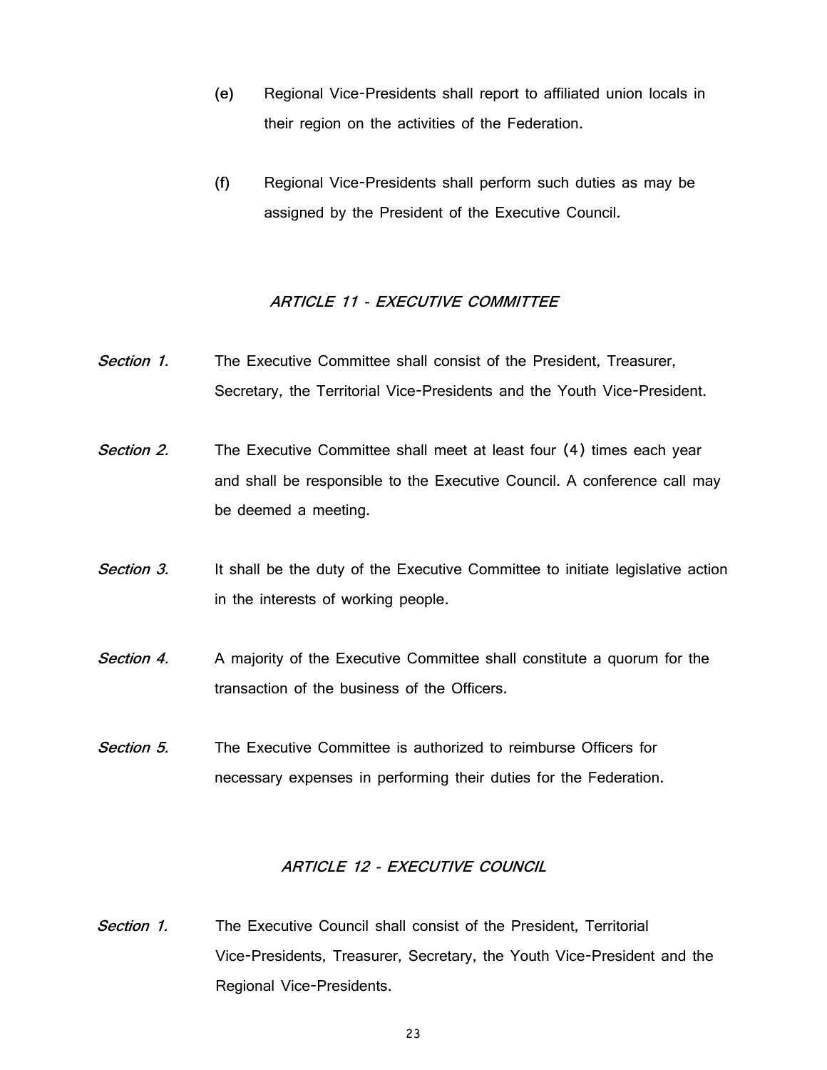(e) Regional Vice-Presidents shall report to affiliated union locals in their region on the activities of the Federation.

(f) Regional Vice-Presidents shall perform such duties as may be assigned by the President of the Executive Council.

## *ARTICLE 11 - EXECUTIVE COMMITTEE*

*Section 1.* The Executive Committee shall consist of the President, Treasurer, Secretary, the Territorial Vice-Presidents and the Youth Vice-President.

*Section 2.* The Executive Committee shall meet at least four (4) times each year and shall be responsible to the Executive Council. A conference call may be deemed a meeting.

*Section 3.* It shall be the duty of the Executive Committee to initiate legislative action in the interests of working people.

*Section 4.* A majority of the Executive Committee shall constitute a quorum for the transaction of the business of the Officers.

*Section 5.* The Executive Committee is authorized to reimburse Officers for necessary expenses in performing their duties for the Federation.

## *ARTICLE 12 - EXECUTIVE COUNCIL*

*Section 1.* The Executive Council shall consist of the President, Territorial Vice-Presidents, Treasurer, Secretary, the Youth Vice-President and the Regional Vice-Presidents.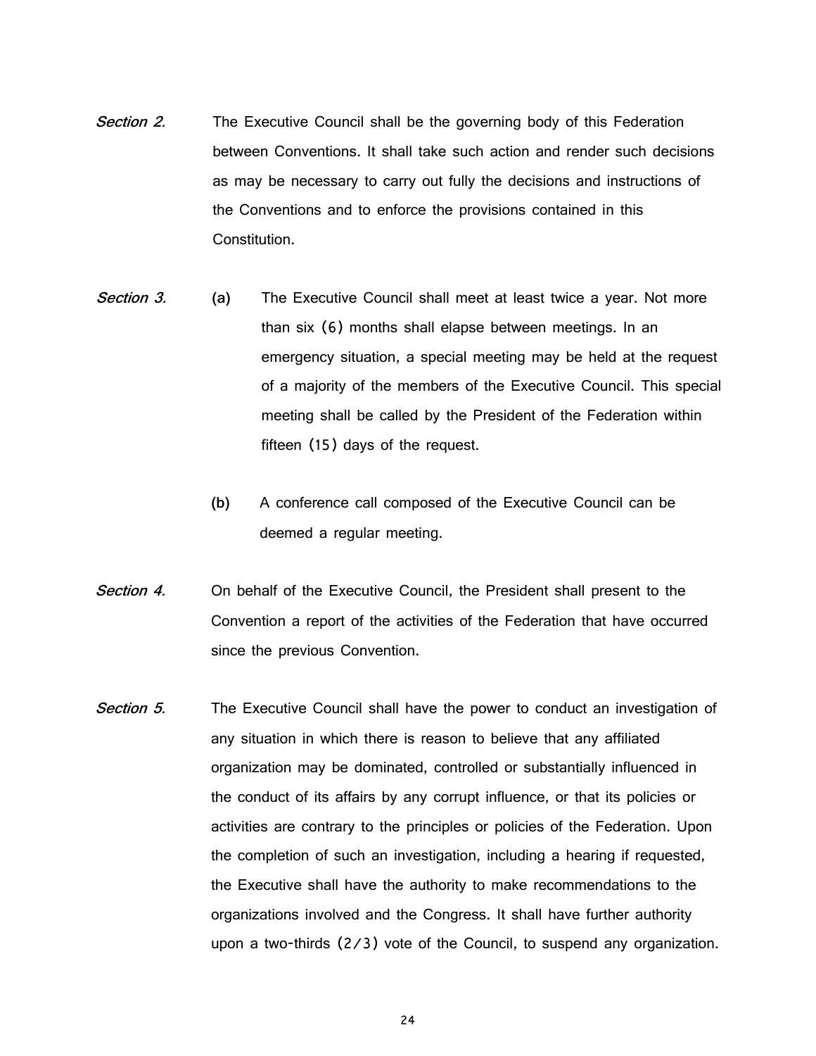*Section 2.* The Executive Council shall be the governing body of this Federation between Conventions. It shall take such action and render such decisions as may be necessary to carry out fully the decisions and instructions of the Conventions and to enforce the provisions contained in this Constitution.

*Section 3.* **(a)** The Executive Council shall meet at least twice a year. Not more than six (6) months shall elapse between meetings. In an emergency situation, a special meeting may be held at the request of a majority of the members of the Executive Council. This special meeting shall be called by the President of the Federation within fifteen (15) days of the request.

**(b)** A conference call composed of the Executive Council can be deemed a regular meeting.

*Section 4.* On behalf of the Executive Council, the President shall present to the Convention a report of the activities of the Federation that have occurred since the previous Convention.

*Section 5.* The Executive Council shall have the power to conduct an investigation of any situation in which there is reason to believe that any affiliated organization may be dominated, controlled or substantially influenced in the conduct of its affairs by any corrupt influence, or that its policies or activities are contrary to the principles or policies of the Federation. Upon the completion of such an investigation, including a hearing if requested, the Executive shall have the authority to make recommendations to the organizations involved and the Congress. It shall have further authority upon a two-thirds (2/3) vote of the Council, to suspend any organization.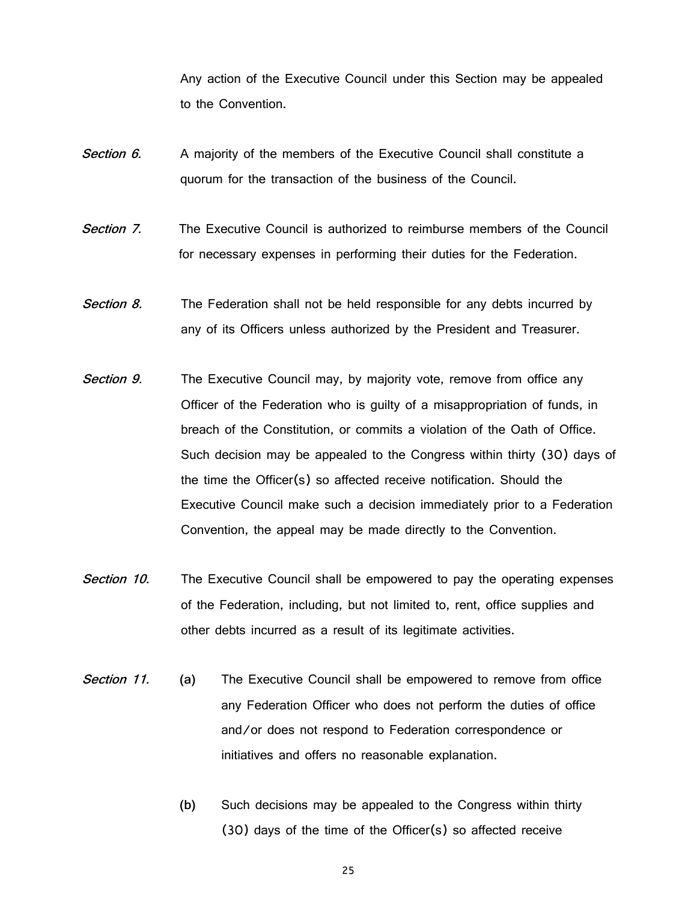Any action of the Executive Council under this Section may be appealed to the Convention.

*Section 6.* A majority of the members of the Executive Council shall constitute a quorum for the transaction of the business of the Council.

*Section 7.* The Executive Council is authorized to reimburse members of the Council for necessary expenses in performing their duties for the Federation.

*Section 8.* The Federation shall not be held responsible for any debts incurred by any of its Officers unless authorized by the President and Treasurer.

*Section 9.* The Executive Council may, by majority vote, remove from office any Officer of the Federation who is guilty of a misappropriation of funds, in breach of the Constitution, or commits a violation of the Oath of Office. Such decision may be appealed to the Congress within thirty (30) days of the time the Officer(s) so affected receive notification. Should the Executive Council make such a decision immediately prior to a Federation Convention, the appeal may be made directly to the Convention.

*Section 10.* The Executive Council shall be empowered to pay the operating expenses of the Federation, including, but not limited to, rent, office supplies and other debts incurred as a result of its legitimate activities.

*Section 11.*

(a) The Executive Council shall be empowered to remove from office any Federation Officer who does not perform the duties of office and/or does not respond to Federation correspondence or initiatives and offers no reasonable explanation.

(b) Such decisions may be appealed to the Congress within thirty (30) days of the time of the Officer(s) so affected receive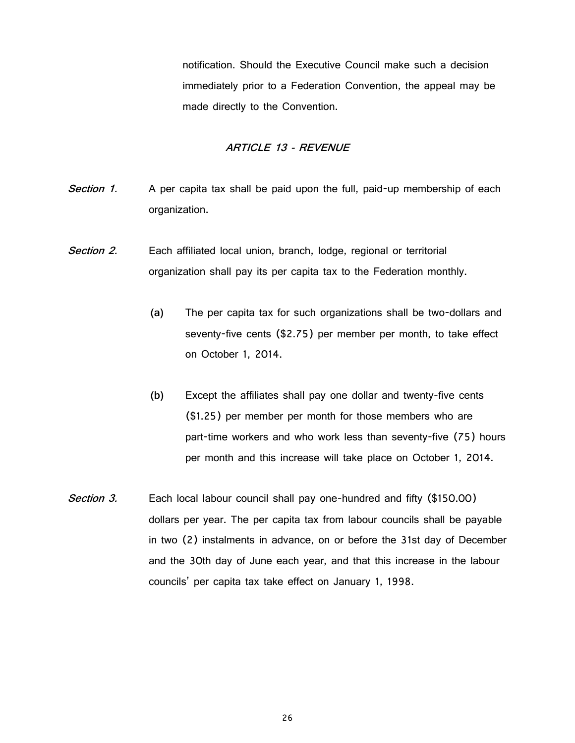notification. Should the Executive Council make such a decision immediately prior to a Federation Convention, the appeal may be made directly to the Convention.

## *ARTICLE 13 - REVENUE*

*Section 1.* A per capita tax shall be paid upon the full, paid-up membership of each organization.

*Section 2.* Each affiliated local union, branch, lodge, regional or territorial organization shall pay its per capita tax to the Federation monthly.

(a) The per capita tax for such organizations shall be two-dollars and seventy-five cents ($2.75) per member per month, to take effect on October 1, 2014.

(b) Except the affiliates shall pay one dollar and twenty-five cents ($1.25) per member per month for those members who are part-time workers and who work less than seventy-five (75) hours per month and this increase will take place on October 1, 2014.

*Section 3.* Each local labour council shall pay one-hundred and fifty ($150.00) dollars per year. The per capita tax from labour councils shall be payable in two (2) instalments in advance, on or before the 31st day of December and the 30th day of June each year, and that this increase in the labour councils' per capita tax take effect on January 1, 1998.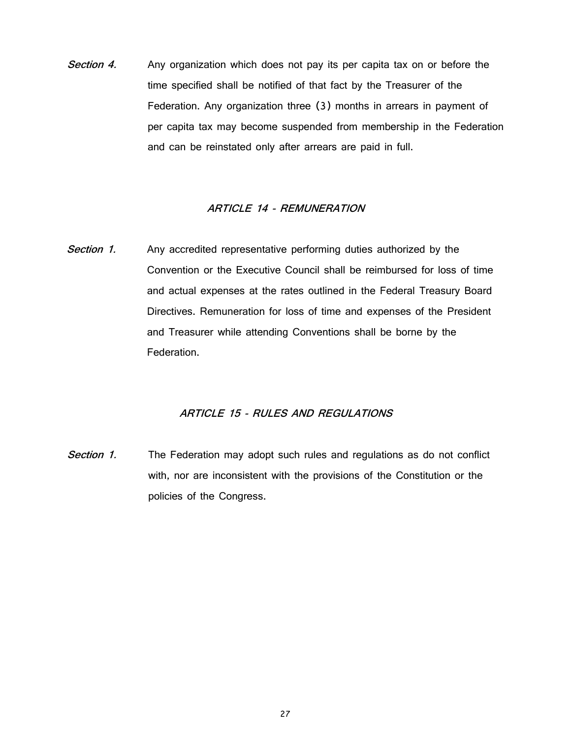*Section 4.* Any organization which does not pay its per capita tax on or before the time specified shall be notified of that fact by the Treasurer of the Federation. Any organization three (3) months in arrears in payment of per capita tax may become suspended from membership in the Federation and can be reinstated only after arrears are paid in full.

## *ARTICLE 14 - REMUNERATION*

*Section 1.* Any accredited representative performing duties authorized by the Convention or the Executive Council shall be reimbursed for loss of time and actual expenses at the rates outlined in the Federal Treasury Board Directives. Remuneration for loss of time and expenses of the President and Treasurer while attending Conventions shall be borne by the Federation.

## *ARTICLE 15 - RULES AND REGULATIONS*

*Section 1.* The Federation may adopt such rules and regulations as do not conflict with, nor are inconsistent with the provisions of the Constitution or the policies of the Congress.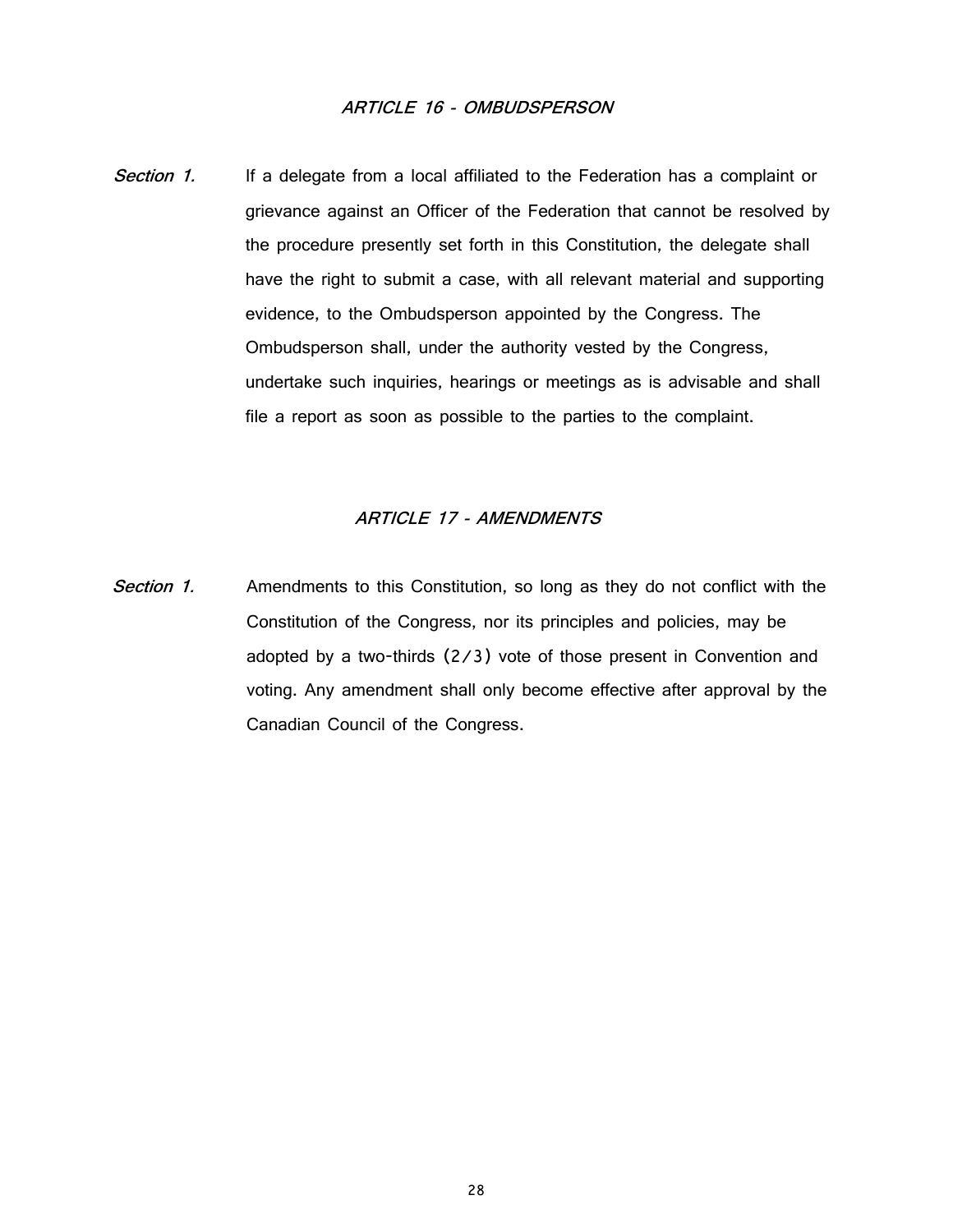## *ARTICLE 16 - OMBUDSPERSON*

*Section 1.* If a delegate from a local affiliated to the Federation has a complaint or grievance against an Officer of the Federation that cannot be resolved by the procedure presently set forth in this Constitution, the delegate shall have the right to submit a case, with all relevant material and supporting evidence, to the Ombudsperson appointed by the Congress. The Ombudsperson shall, under the authority vested by the Congress, undertake such inquiries, hearings or meetings as is advisable and shall file a report as soon as possible to the parties to the complaint.

## *ARTICLE 17 - AMENDMENTS*

*Section 1.* Amendments to this Constitution, so long as they do not conflict with the Constitution of the Congress, nor its principles and policies, may be adopted by a two-thirds (2/3) vote of those present in Convention and voting. Any amendment shall only become effective after approval by the Canadian Council of the Congress.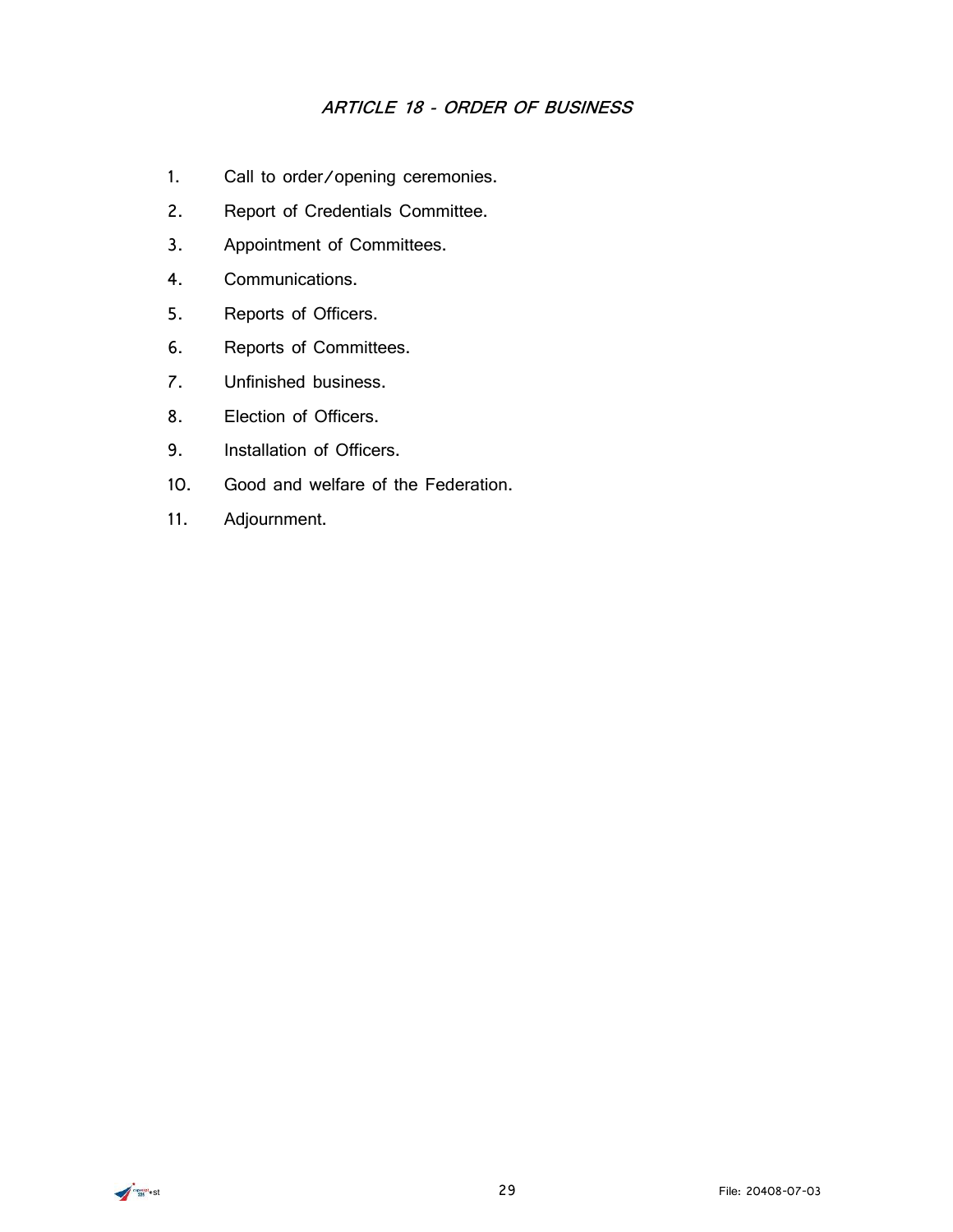## *ARTICLE 18 - ORDER OF BUSINESS*

1. Call to order/opening ceremonies.
2. Report of Credentials Committee.
3. Appointment of Committees.
4. Communications.
5. Reports of Officers.
6. Reports of Committees.
7. Unfinished business.
8. Election of Officers.
9. Installation of Officers.
10. Good and welfare of the Federation.
11. Adjournment.